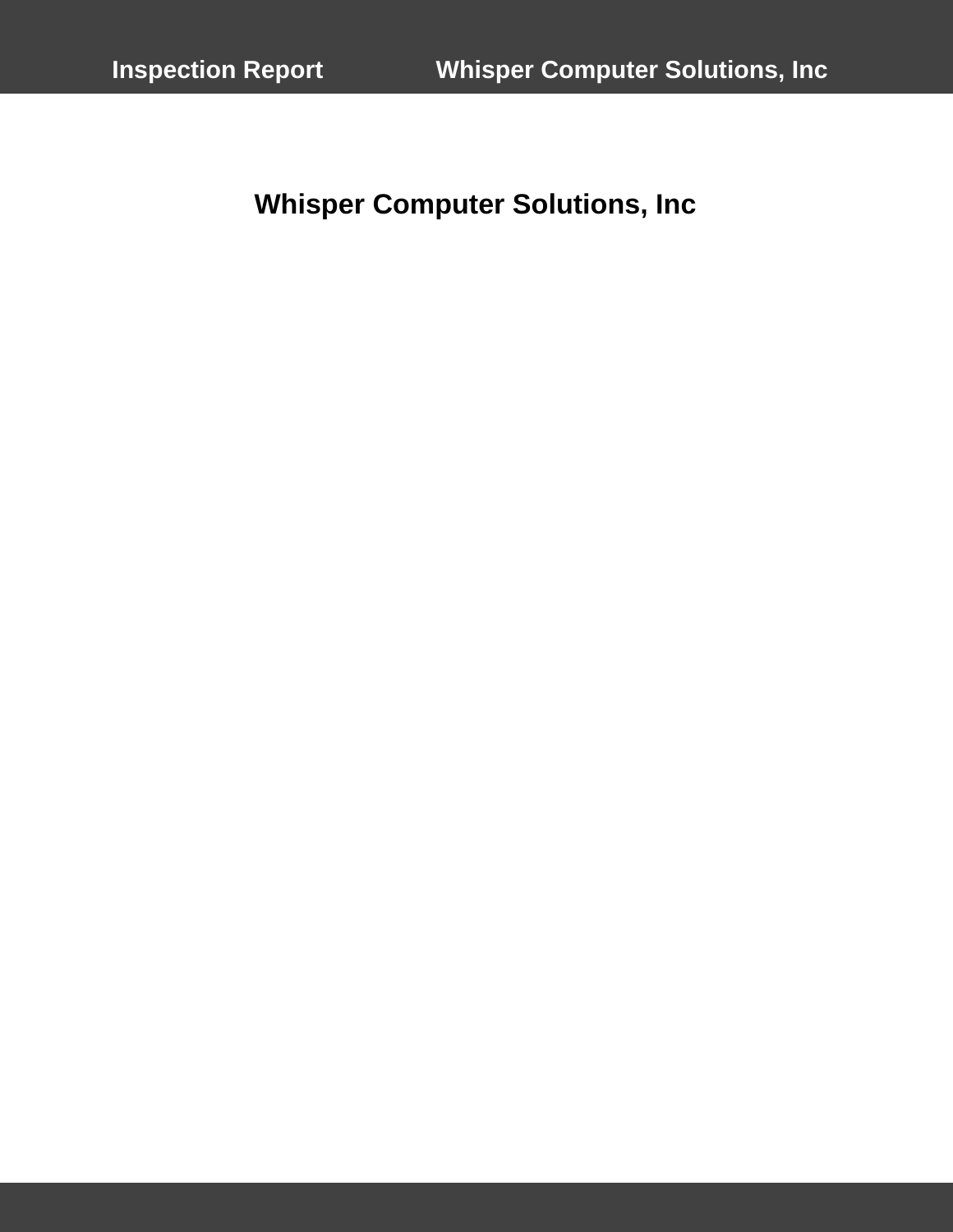# Whisper Computer Solutions, Inc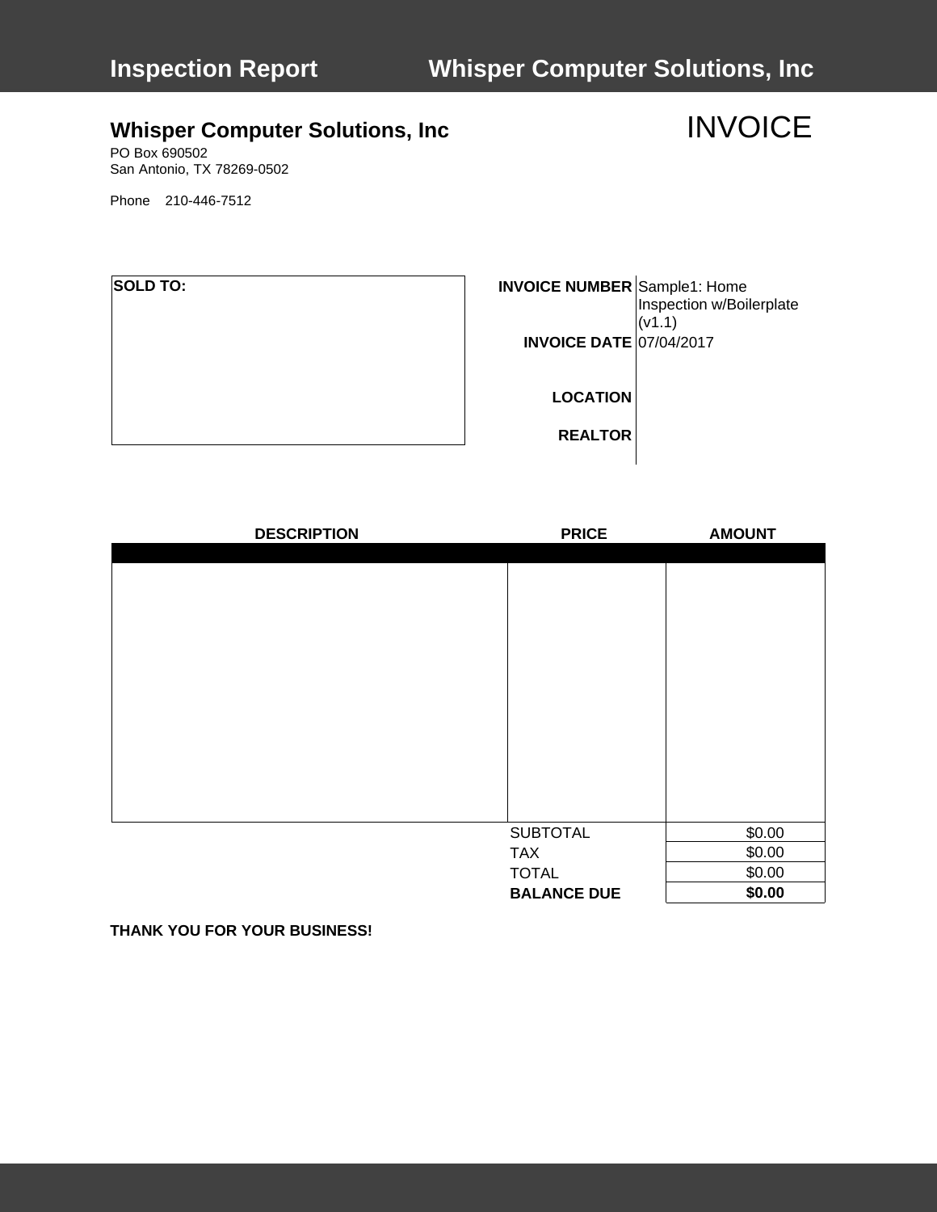## Whisper Computer Solutions, Inc

# INVOICE

PO Box 690502
San Antonio, TX 78269-0502

Phone 210-446-7512

**SOLD TO:**

| | |
|---|---|
| **INVOICE NUMBER** | Sample1: Home Inspection w/Boilerplate (v1.1) |
| **INVOICE DATE** | 07/04/2017 |
| **LOCATION** | |
| **REALTOR** | |

| DESCRIPTION | PRICE | AMOUNT |
|---|---|---|
| | | |
| | SUBTOTAL | $0.00 |
| | TAX | $0.00 |
| | TOTAL | $0.00 |
| | **BALANCE DUE** | **$0.00** |

**THANK YOU FOR YOUR BUSINESS!**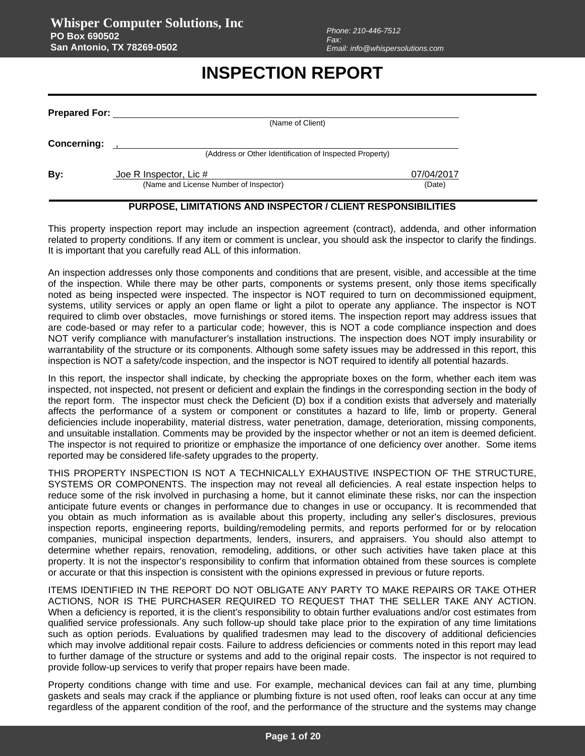**Whisper Computer Solutions, Inc**
**PO Box 690502**
**San Antonio, TX 78269-0502**

Phone: 210-446-7512
Fax:
Email: info@whispersolutions.com

# INSPECTION REPORT

**Prepared For:** ______________________________
(Name of Client)

**Concerning:** ,
(Address or Other Identification of Inspected Property)

**By:** Joe R Inspector, Lic # — 07/04/2017
(Name and License Number of Inspector) (Date)

## PURPOSE, LIMITATIONS AND INSPECTOR / CLIENT RESPONSIBILITIES

This property inspection report may include an inspection agreement (contract), addenda, and other information related to property conditions. If any item or comment is unclear, you should ask the inspector to clarify the findings. It is important that you carefully read ALL of this information.

An inspection addresses only those components and conditions that are present, visible, and accessible at the time of the inspection. While there may be other parts, components or systems present, only those items specifically noted as being inspected were inspected. The inspector is NOT required to turn on decommissioned equipment, systems, utility services or apply an open flame or light a pilot to operate any appliance. The inspector is NOT required to climb over obstacles, move furnishings or stored items. The inspection report may address issues that are code-based or may refer to a particular code; however, this is NOT a code compliance inspection and does NOT verify compliance with manufacturer's installation instructions. The inspection does NOT imply insurability or warrantability of the structure or its components. Although some safety issues may be addressed in this report, this inspection is NOT a safety/code inspection, and the inspector is NOT required to identify all potential hazards.

In this report, the inspector shall indicate, by checking the appropriate boxes on the form, whether each item was inspected, not inspected, not present or deficient and explain the findings in the corresponding section in the body of the report form. The inspector must check the Deficient (D) box if a condition exists that adversely and materially affects the performance of a system or component or constitutes a hazard to life, limb or property. General deficiencies include inoperability, material distress, water penetration, damage, deterioration, missing components, and unsuitable installation. Comments may be provided by the inspector whether or not an item is deemed deficient. The inspector is not required to prioritize or emphasize the importance of one deficiency over another. Some items reported may be considered life-safety upgrades to the property.

THIS PROPERTY INSPECTION IS NOT A TECHNICALLY EXHAUSTIVE INSPECTION OF THE STRUCTURE, SYSTEMS OR COMPONENTS. The inspection may not reveal all deficiencies. A real estate inspection helps to reduce some of the risk involved in purchasing a home, but it cannot eliminate these risks, nor can the inspection anticipate future events or changes in performance due to changes in use or occupancy. It is recommended that you obtain as much information as is available about this property, including any seller's disclosures, previous inspection reports, engineering reports, building/remodeling permits, and reports performed for or by relocation companies, municipal inspection departments, lenders, insurers, and appraisers. You should also attempt to determine whether repairs, renovation, remodeling, additions, or other such activities have taken place at this property. It is not the inspector's responsibility to confirm that information obtained from these sources is complete or accurate or that this inspection is consistent with the opinions expressed in previous or future reports.

ITEMS IDENTIFIED IN THE REPORT DO NOT OBLIGATE ANY PARTY TO MAKE REPAIRS OR TAKE OTHER ACTIONS, NOR IS THE PURCHASER REQUIRED TO REQUEST THAT THE SELLER TAKE ANY ACTION. When a deficiency is reported, it is the client's responsibility to obtain further evaluations and/or cost estimates from qualified service professionals. Any such follow-up should take place prior to the expiration of any time limitations such as option periods. Evaluations by qualified tradesmen may lead to the discovery of additional deficiencies which may involve additional repair costs. Failure to address deficiencies or comments noted in this report may lead to further damage of the structure or systems and add to the original repair costs. The inspector is not required to provide follow-up services to verify that proper repairs have been made.

Property conditions change with time and use. For example, mechanical devices can fail at any time, plumbing gaskets and seals may crack if the appliance or plumbing fixture is not used often, roof leaks can occur at any time regardless of the apparent condition of the roof, and the performance of the structure and the systems may change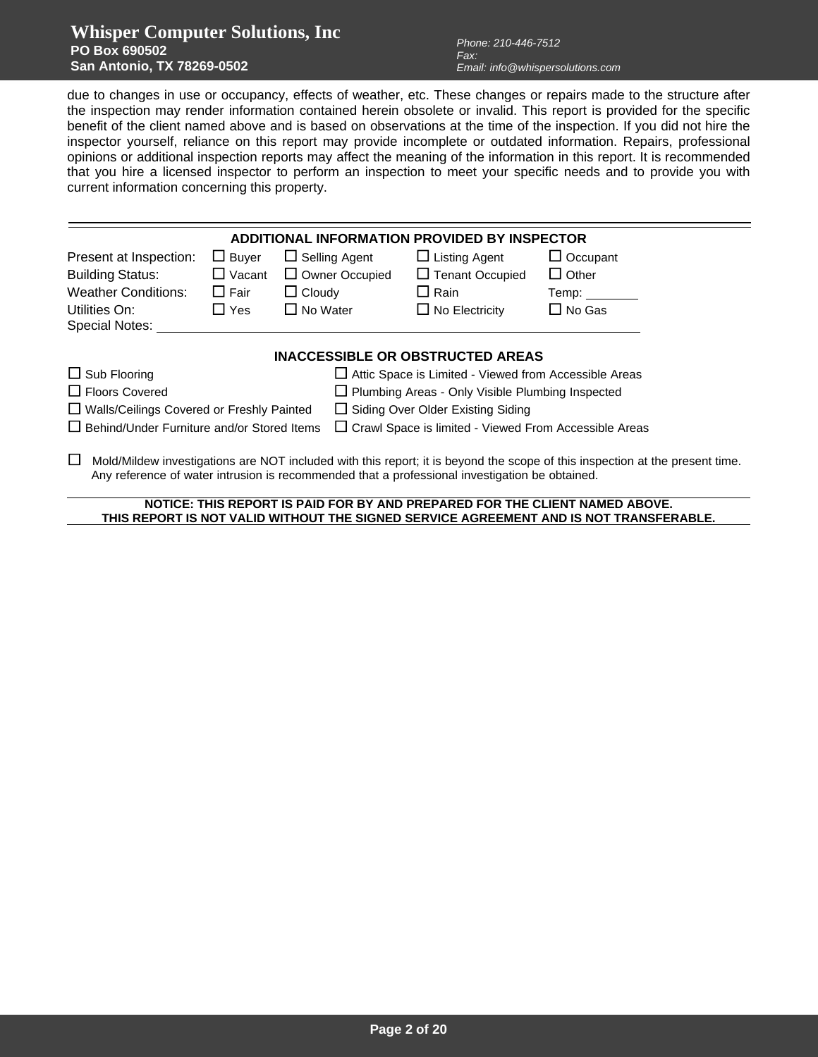due to changes in use or occupancy, effects of weather, etc. These changes or repairs made to the structure after the inspection may render information contained herein obsolete or invalid. This report is provided for the specific benefit of the client named above and is based on observations at the time of the inspection. If you did not hire the inspector yourself, reliance on this report may provide incomplete or outdated information. Repairs, professional opinions or additional inspection reports may affect the meaning of the information in this report. It is recommended that you hire a licensed inspector to perform an inspection to meet your specific needs and to provide you with current information concerning this property.

---

## ADDITIONAL INFORMATION PROVIDED BY INSPECTOR

| | | | | |
|---|---|---|---|---|
| Present at Inspection: | ☐ Buyer | ☐ Selling Agent | ☐ Listing Agent | ☐ Occupant |
| Building Status: | ☐ Vacant | ☐ Owner Occupied | ☐ Tenant Occupied | ☐ Other |
| Weather Conditions: | ☐ Fair | ☐ Cloudy | ☐ Rain | Temp: ________ |
| Utilities On: | ☐ Yes | ☐ No Water | ☐ No Electricity | ☐ No Gas |

Special Notes: ____________________________________________

## INACCESSIBLE OR OBSTRUCTED AREAS

| | |
|---|---|
| ☐ Sub Flooring | ☐ Attic Space is Limited - Viewed from Accessible Areas |
| ☐ Floors Covered | ☐ Plumbing Areas - Only Visible Plumbing Inspected |
| ☐ Walls/Ceilings Covered or Freshly Painted | ☐ Siding Over Older Existing Siding |
| ☐ Behind/Under Furniture and/or Stored Items | ☐ Crawl Space is limited - Viewed From Accessible Areas |

☐ Mold/Mildew investigations are NOT included with this report; it is beyond the scope of this inspection at the present time. Any reference of water intrusion is recommended that a professional investigation be obtained.

---

**NOTICE: THIS REPORT IS PAID FOR BY AND PREPARED FOR THE CLIENT NAMED ABOVE.**
**THIS REPORT IS NOT VALID WITHOUT THE SIGNED SERVICE AGREEMENT AND IS NOT TRANSFERABLE.**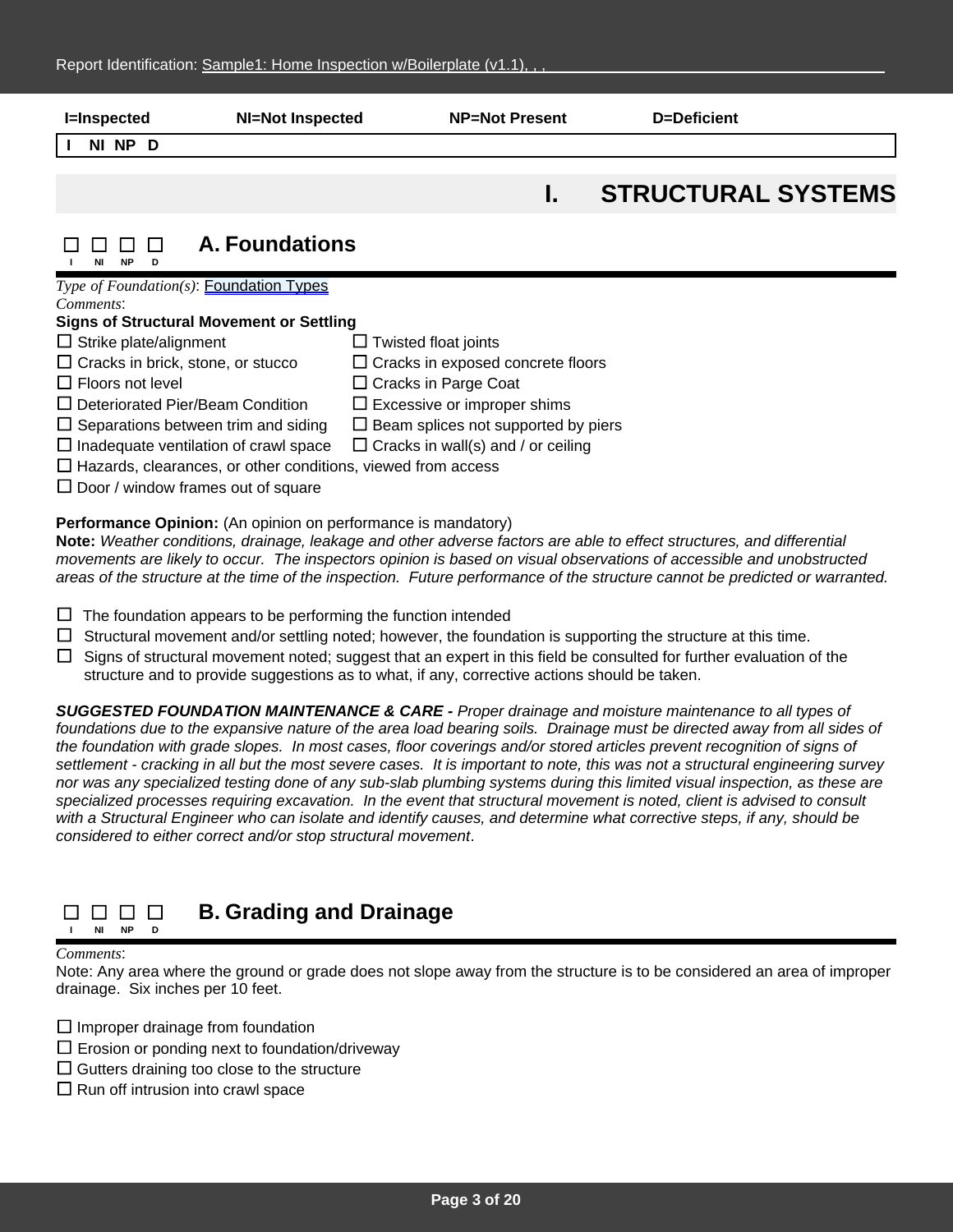I=Inspected NI=Not Inspected NP=Not Present D=Deficient

I NI NP D

# I. STRUCTURAL SYSTEMS

## ☐ ☐ ☐ ☐ A. Foundations

*Type of Foundation(s)*: Foundation Types

*Comments*:

**Signs of Structural Movement or Settling**

- ☐ Strike plate/alignment
- ☐ Cracks in brick, stone, or stucco
- ☐ Floors not level
- ☐ Deteriorated Pier/Beam Condition
- ☐ Separations between trim and siding
- ☐ Inadequate ventilation of crawl space
- ☐ Twisted float joints
- ☐ Cracks in exposed concrete floors
- ☐ Cracks in Parge Coat
- ☐ Excessive or improper shims
- ☐ Beam splices not supported by piers
- ☐ Cracks in wall(s) and / or ceiling
- ☐ Hazards, clearances, or other conditions, viewed from access
- ☐ Door / window frames out of square

**Performance Opinion:** (An opinion on performance is mandatory)

**Note:** *Weather conditions, drainage, leakage and other adverse factors are able to effect structures, and differential movements are likely to occur. The inspectors opinion is based on visual observations of accessible and unobstructed areas of the structure at the time of the inspection. Future performance of the structure cannot be predicted or warranted.*

- ☐ The foundation appears to be performing the function intended
- ☐ Structural movement and/or settling noted; however, the foundation is supporting the structure at this time.
- ☐ Signs of structural movement noted; suggest that an expert in this field be consulted for further evaluation of the structure and to provide suggestions as to what, if any, corrective actions should be taken.

***SUGGESTED FOUNDATION MAINTENANCE & CARE -*** *Proper drainage and moisture maintenance to all types of foundations due to the expansive nature of the area load bearing soils. Drainage must be directed away from all sides of the foundation with grade slopes. In most cases, floor coverings and/or stored articles prevent recognition of signs of settlement - cracking in all but the most severe cases. It is important to note, this was not a structural engineering survey nor was any specialized testing done of any sub-slab plumbing systems during this limited visual inspection, as these are specialized processes requiring excavation. In the event that structural movement is noted, client is advised to consult with a Structural Engineer who can isolate and identify causes, and determine what corrective steps, if any, should be considered to either correct and/or stop structural movement*.

## ☐ ☐ ☐ ☐ B. Grading and Drainage

*Comments*:

Note: Any area where the ground or grade does not slope away from the structure is to be considered an area of improper drainage. Six inches per 10 feet.

- ☐ Improper drainage from foundation
- ☐ Erosion or ponding next to foundation/driveway
- ☐ Gutters draining too close to the structure
- ☐ Run off intrusion into crawl space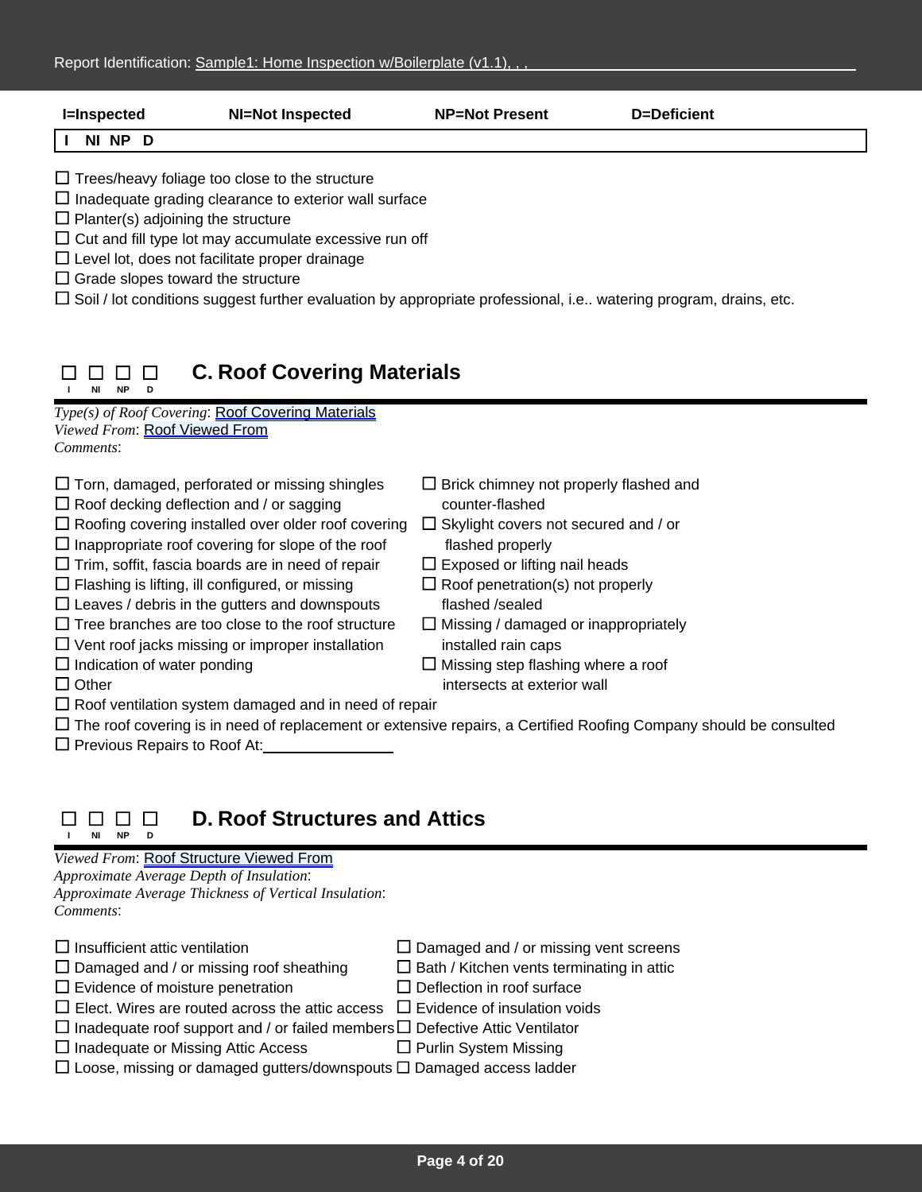I=Inspected NI=Not Inspected NP=Not Present D=Deficient

I NI NP D

☐ Trees/heavy foliage too close to the structure
☐ Inadequate grading clearance to exterior wall surface
☐ Planter(s) adjoining the structure
☐ Cut and fill type lot may accumulate excessive run off
☐ Level lot, does not facilitate proper drainage
☐ Grade slopes toward the structure
☐ Soil / lot conditions suggest further evaluation by appropriate professional, i.e.. watering program, drains, etc.

☐ ☐ ☐ ☐ (I NI NP D)

## C. Roof Covering Materials

*Type(s) of Roof Covering*: Roof Covering Materials
*Viewed From*: Roof Viewed From
*Comments*:

☐ Torn, damaged, perforated or missing shingles
☐ Roof decking deflection and / or sagging
☐ Roofing covering installed over older roof covering
☐ Inappropriate roof covering for slope of the roof
☐ Trim, soffit, fascia boards are in need of repair
☐ Flashing is lifting, ill configured, or missing
☐ Leaves / debris in the gutters and downspouts
☐ Tree branches are too close to the roof structure
☐ Vent roof jacks missing or improper installation
☐ Indication of water ponding
☐ Other
☐ Brick chimney not properly flashed and counter-flashed
☐ Skylight covers not secured and / or flashed properly
☐ Exposed or lifting nail heads
☐ Roof penetration(s) not properly flashed /sealed
☐ Missing / damaged or inappropriately installed rain caps
☐ Missing step flashing where a roof intersects at exterior wall
☐ Roof ventilation system damaged and in need of repair
☐ The roof covering is in need of replacement or extensive repairs, a Certified Roofing Company should be consulted
☐ Previous Repairs to Roof At:________________

☐ ☐ ☐ ☐ (I NI NP D)

## D. Roof Structures and Attics

*Viewed From*: Roof Structure Viewed From
*Approximate Average Depth of Insulation*:
*Approximate Average Thickness of Vertical Insulation*:
*Comments*:

☐ Insufficient attic ventilation
☐ Damaged and / or missing roof sheathing
☐ Evidence of moisture penetration
☐ Elect. Wires are routed across the attic access
☐ Inadequate roof support and / or failed members
☐ Inadequate or Missing Attic Access
☐ Loose, missing or damaged gutters/downspouts
☐ Damaged and / or missing vent screens
☐ Bath / Kitchen vents terminating in attic
☐ Deflection in roof surface
☐ Evidence of insulation voids
☐ Defective Attic Ventilator
☐ Purlin System Missing
☐ Damaged access ladder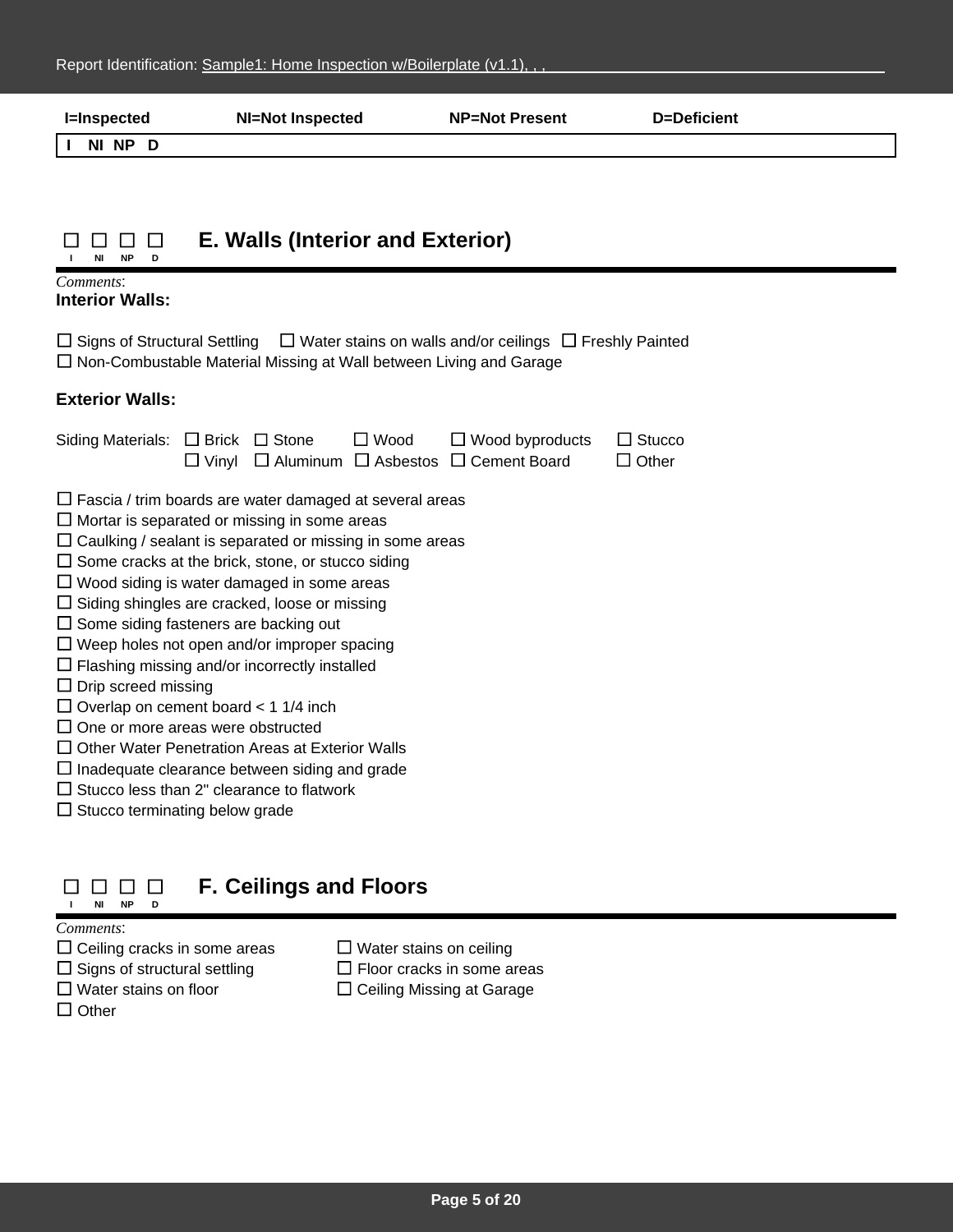I=Inspected NI=Not Inspected NP=Not Present D=Deficient

| I | NI | NP | D |
|---|---|---|---|

## ☐ ☐ ☐ ☐ E. Walls (Interior and Exterior)

I NI NP D

*Comments*:

**Interior Walls:**

☐ Signs of Structural Settling ☐ Water stains on walls and/or ceilings ☐ Freshly Painted
☐ Non-Combustable Material Missing at Wall between Living and Garage

**Exterior Walls:**

Siding Materials: ☐ Brick ☐ Stone ☐ Wood ☐ Wood byproducts ☐ Stucco
☐ Vinyl ☐ Aluminum ☐ Asbestos ☐ Cement Board ☐ Other

☐ Fascia / trim boards are water damaged at several areas
☐ Mortar is separated or missing in some areas
☐ Caulking / sealant is separated or missing in some areas
☐ Some cracks at the brick, stone, or stucco siding
☐ Wood siding is water damaged in some areas
☐ Siding shingles are cracked, loose or missing
☐ Some siding fasteners are backing out
☐ Weep holes not open and/or improper spacing
☐ Flashing missing and/or incorrectly installed
☐ Drip screed missing
☐ Overlap on cement board < 1 1/4 inch
☐ One or more areas were obstructed
☐ Other Water Penetration Areas at Exterior Walls
☐ Inadequate clearance between siding and grade
☐ Stucco less than 2" clearance to flatwork
☐ Stucco terminating below grade

## ☐ ☐ ☐ ☐ F. Ceilings and Floors

I NI NP D

*Comments*:

☐ Ceiling cracks in some areas ☐ Water stains on ceiling
☐ Signs of structural settling ☐ Floor cracks in some areas
☐ Water stains on floor ☐ Ceiling Missing at Garage
☐ Other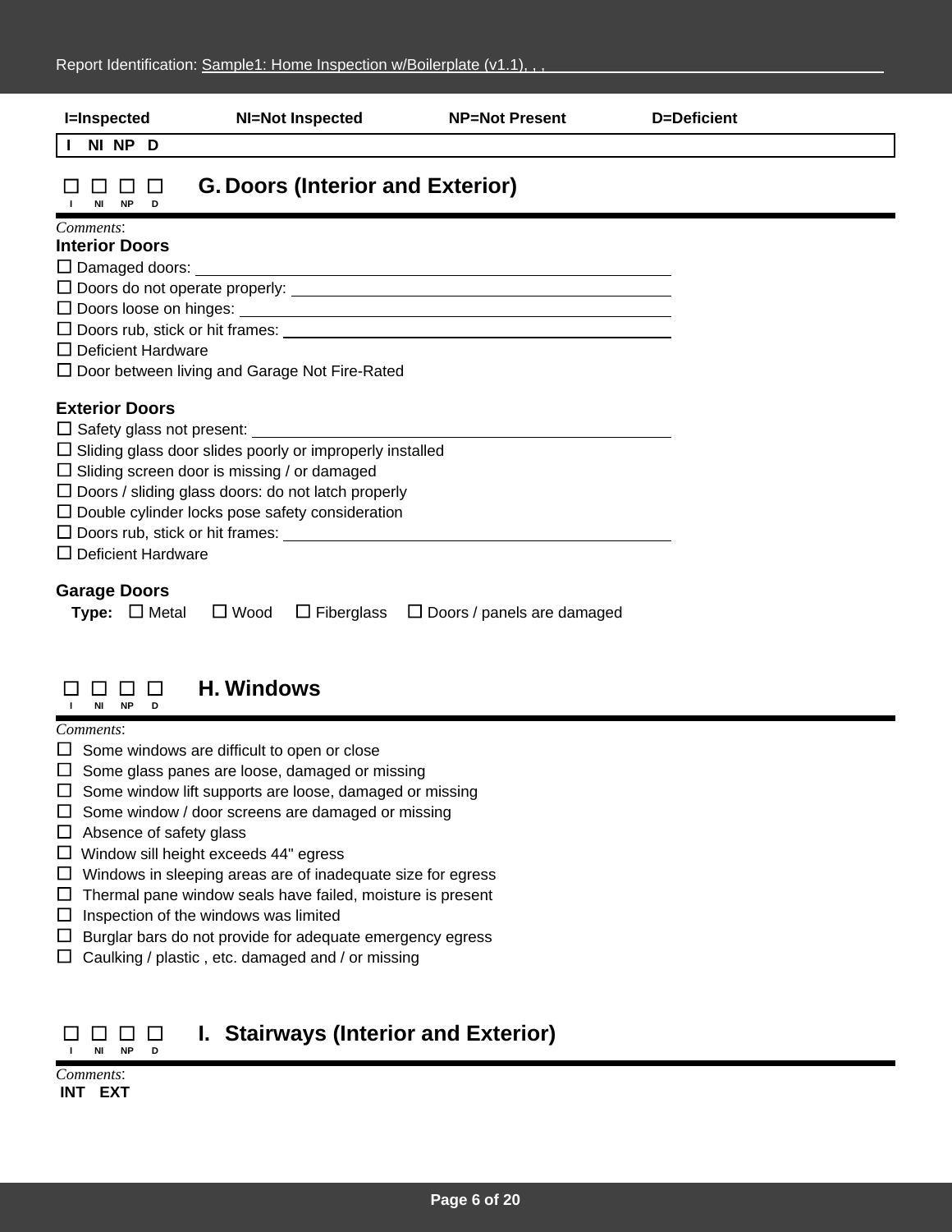Report Identification: Sample1: Home Inspection w/Boilerplate (v1.1), , ,

**I=Inspected** **NI=Not Inspected** **NP=Not Present** **D=Deficient**

**I NI NP D**

## ☐ ☐ ☐ ☐ G. Doors (Interior and Exterior)

I NI NP D

*Comments*:

**Interior Doors**

☐ Damaged doors: ______________________________

☐ Doors do not operate properly: ______________________________

☐ Doors loose on hinges: ______________________________

☐ Doors rub, stick or hit frames: ______________________________

☐ Deficient Hardware

☐ Door between living and Garage Not Fire-Rated

**Exterior Doors**

☐ Safety glass not present: ______________________________

☐ Sliding glass door slides poorly or improperly installed

☐ Sliding screen door is missing / or damaged

☐ Doors / sliding glass doors: do not latch properly

☐ Double cylinder locks pose safety consideration

☐ Doors rub, stick or hit frames: ______________________________

☐ Deficient Hardware

**Garage Doors**

**Type:** ☐ Metal ☐ Wood ☐ Fiberglass ☐ Doors / panels are damaged

## ☐ ☐ ☐ ☐ H. Windows

I NI NP D

*Comments*:

☐ Some windows are difficult to open or close

☐ Some glass panes are loose, damaged or missing

☐ Some window lift supports are loose, damaged or missing

☐ Some window / door screens are damaged or missing

☐ Absence of safety glass

☐ Window sill height exceeds 44" egress

☐ Windows in sleeping areas are of inadequate size for egress

☐ Thermal pane window seals have failed, moisture is present

☐ Inspection of the windows was limited

☐ Burglar bars do not provide for adequate emergency egress

☐ Caulking / plastic , etc. damaged and / or missing

## ☐ ☐ ☐ ☐ I. Stairways (Interior and Exterior)

I NI NP D

*Comments*:

**INT EXT**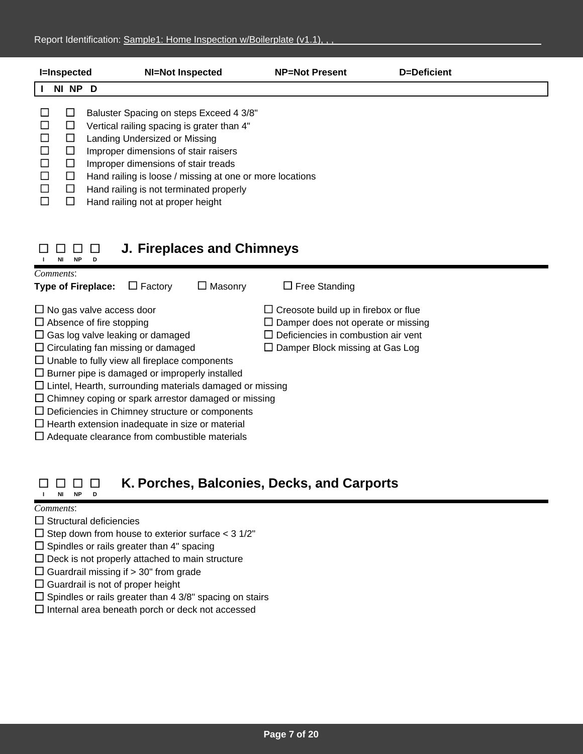| I=Inspected | NI=Not Inspected | NP=Not Present | D=Deficient |
|---|---|---|---|

**I NI NP D**

- ☐ ☐ Baluster Spacing on steps Exceed 4 3/8"
- ☐ ☐ Vertical railing spacing is grater than 4"
- ☐ ☐ Landing Undersized or Missing
- ☐ ☐ Improper dimensions of stair raisers
- ☐ ☐ Improper dimensions of stair treads
- ☐ ☐ Hand railing is loose / missing at one or more locations
- ☐ ☐ Hand railing is not terminated properly
- ☐ ☐ Hand railing not at proper height

☐ ☐ ☐ ☐
I NI NP D

## J. Fireplaces and Chimneys

*Comments*:

**Type of Fireplace:** ☐ Factory ☐ Masonry ☐ Free Standing

- ☐ No gas valve access door
- ☐ Absence of fire stopping
- ☐ Gas log valve leaking or damaged
- ☐ Circulating fan missing or damaged
- ☐ Creosote build up in firebox or flue
- ☐ Damper does not operate or missing
- ☐ Deficiencies in combustion air vent
- ☐ Damper Block missing at Gas Log
- ☐ Unable to fully view all fireplace components
- ☐ Burner pipe is damaged or improperly installed
- ☐ Lintel, Hearth, surrounding materials damaged or missing
- ☐ Chimney coping or spark arrestor damaged or missing
- ☐ Deficiencies in Chimney structure or components
- ☐ Hearth extension inadequate in size or material
- ☐ Adequate clearance from combustible materials

☐ ☐ ☐ ☐
I NI NP D

## K. Porches, Balconies, Decks, and Carports

*Comments*:

- ☐ Structural deficiencies
- ☐ Step down from house to exterior surface < 3 1/2"
- ☐ Spindles or rails greater than 4" spacing
- ☐ Deck is not properly attached to main structure
- ☐ Guardrail missing if > 30" from grade
- ☐ Guardrail is not of proper height
- ☐ Spindles or rails greater than 4 3/8" spacing on stairs
- ☐ Internal area beneath porch or deck not accessed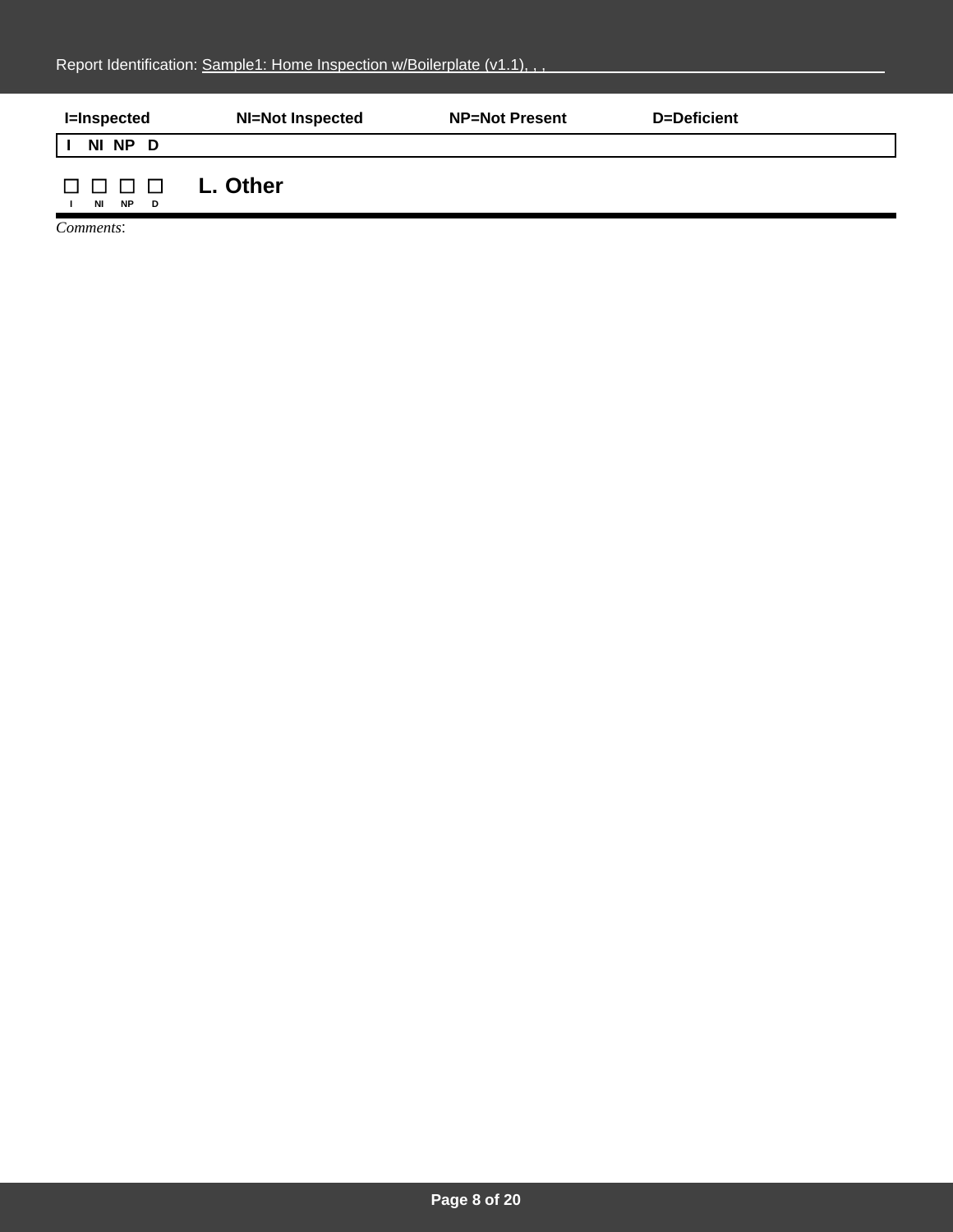I=Inspected NI=Not Inspected NP=Not Present D=Deficient

| I | NI | NP | D |
|---|---|---|---|

☐ ☐ ☐ ☐ **L. Other**

I NI NP D

*Comments*: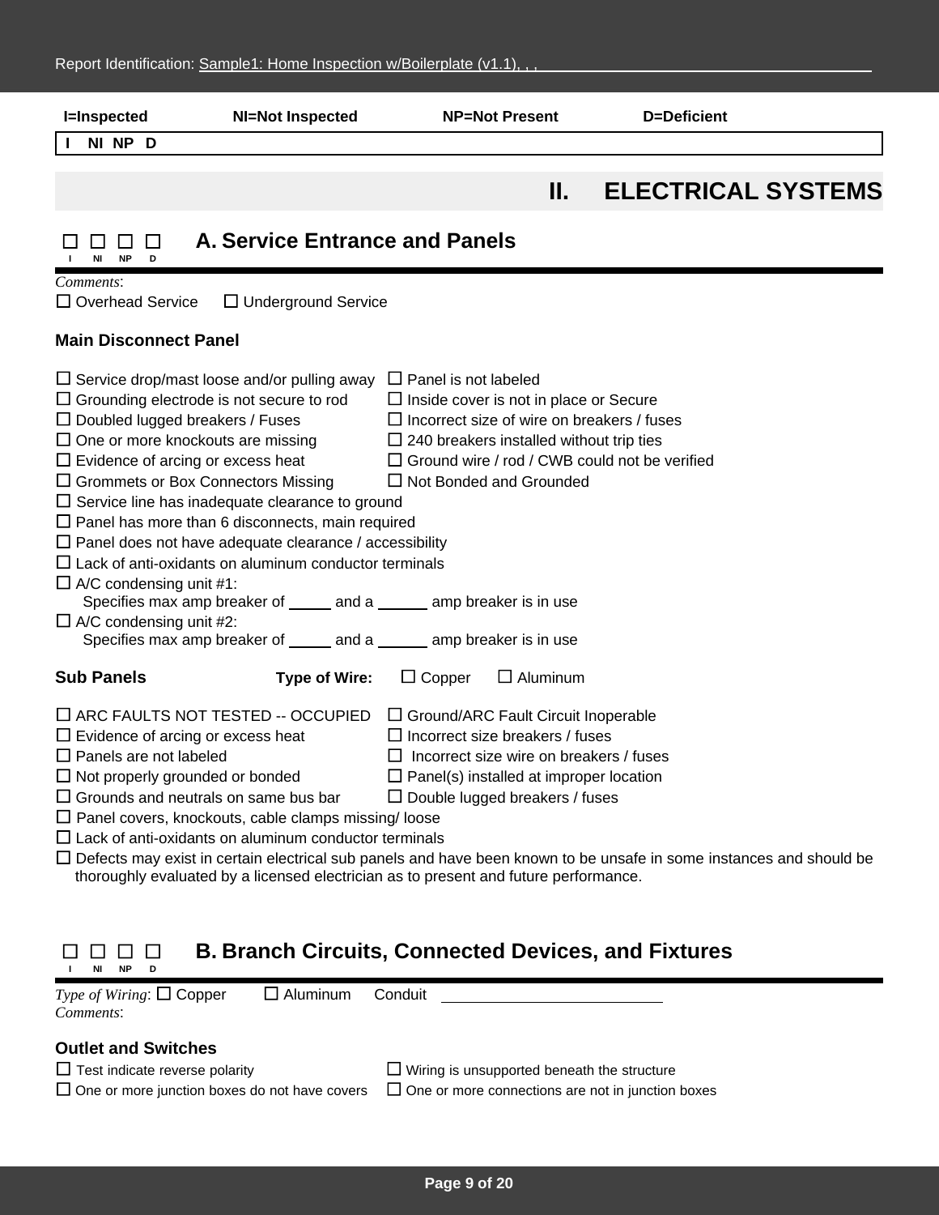Report Identification: Sample1: Home Inspection w/Boilerplate (v1.1), , ,

I=Inspected NI=Not Inspected NP=Not Present D=Deficient

| I NI NP D |
|---|

## II. ELECTRICAL SYSTEMS

### ☐ ☐ ☐ ☐ A. Service Entrance and Panels

I NI NP D

*Comments*:

☐ Overhead Service ☐ Underground Service

**Main Disconnect Panel**

☐ Service drop/mast loose and/or pulling away
☐ Panel is not labeled
☐ Grounding electrode is not secure to rod
☐ Inside cover is not in place or Secure
☐ Doubled lugged breakers / Fuses
☐ Incorrect size of wire on breakers / fuses
☐ One or more knockouts are missing
☐ 240 breakers installed without trip ties
☐ Evidence of arcing or excess heat
☐ Ground wire / rod / CWB could not be verified
☐ Grommets or Box Connectors Missing
☐ Not Bonded and Grounded
☐ Service line has inadequate clearance to ground
☐ Panel has more than 6 disconnects, main required
☐ Panel does not have adequate clearance / accessibility
☐ Lack of anti-oxidants on aluminum conductor terminals
☐ A/C condensing unit #1:
Specifies max amp breaker of _____ and a ______ amp breaker is in use
☐ A/C condensing unit #2:
Specifies max amp breaker of _____ and a ______ amp breaker is in use

**Sub Panels** **Type of Wire:** ☐ Copper ☐ Aluminum

☐ ARC FAULTS NOT TESTED -- OCCUPIED
☐ Ground/ARC Fault Circuit Inoperable
☐ Evidence of arcing or excess heat
☐ Incorrect size breakers / fuses
☐ Panels are not labeled
☐ Incorrect size wire on breakers / fuses
☐ Not properly grounded or bonded
☐ Panel(s) installed at improper location
☐ Grounds and neutrals on same bus bar
☐ Double lugged breakers / fuses
☐ Panel covers, knockouts, cable clamps missing/ loose
☐ Lack of anti-oxidants on aluminum conductor terminals
☐ Defects may exist in certain electrical sub panels and have been known to be unsafe in some instances and should be thoroughly evaluated by a licensed electrician as to present and future performance.

### ☐ ☐ ☐ ☐ B. Branch Circuits, Connected Devices, and Fixtures

I NI NP D

*Type of Wiring*: ☐ Copper ☐ Aluminum Conduit ____________________________

*Comments*:

**Outlet and Switches**

☐ Test indicate reverse polarity
☐ Wiring is unsupported beneath the structure
☐ One or more junction boxes do not have covers
☐ One or more connections are not in junction boxes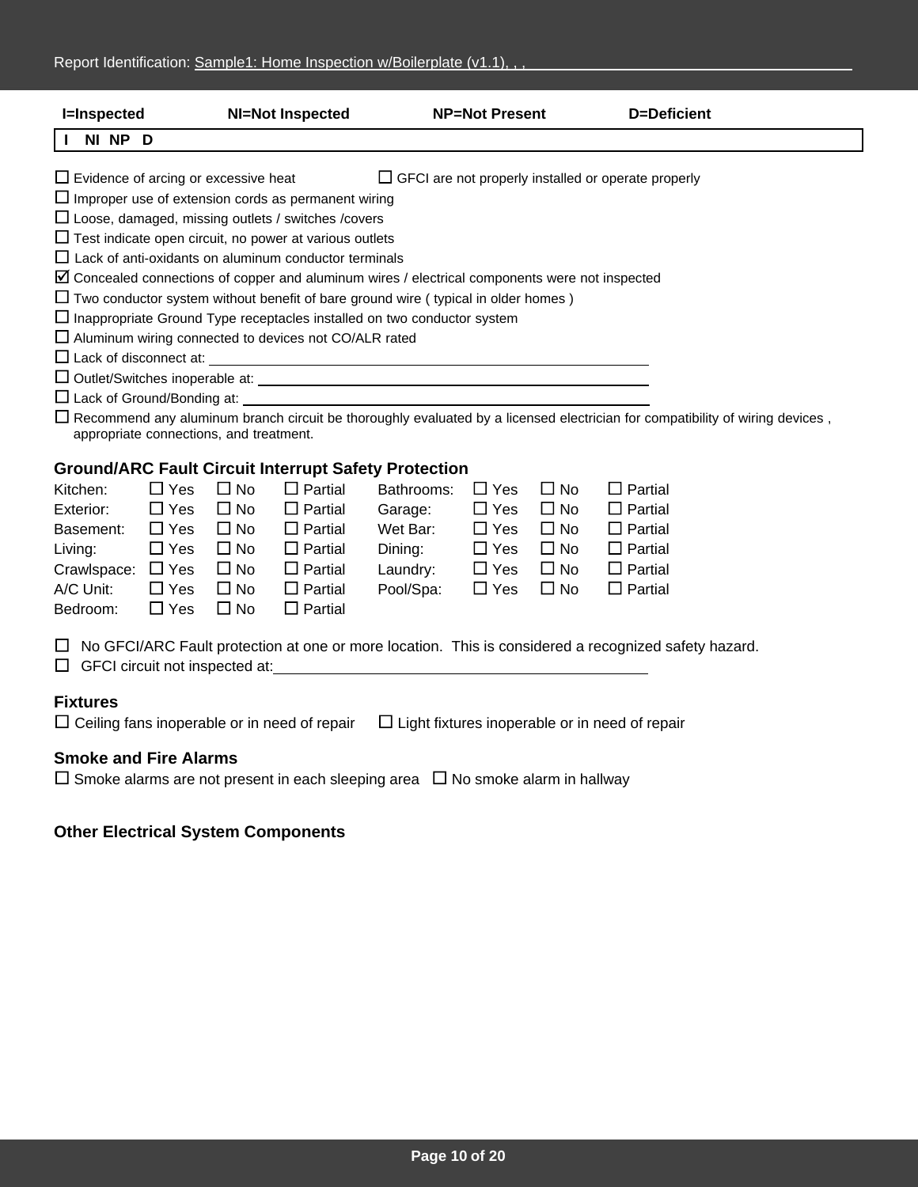Report Identification: Sample1: Home Inspection w/Boilerplate (v1.1), , ,

**I=Inspected** **NI=Not Inspected** **NP=Not Present** **D=Deficient**

**I NI NP D**

☐ Evidence of arcing or excessive heat ☐ GFCI are not properly installed or operate properly
☐ Improper use of extension cords as permanent wiring
☐ Loose, damaged, missing outlets / switches /covers
☐ Test indicate open circuit, no power at various outlets
☐ Lack of anti-oxidants on aluminum conductor terminals
☑ Concealed connections of copper and aluminum wires / electrical components were not inspected
☐ Two conductor system without benefit of bare ground wire ( typical in older homes )
☐ Inappropriate Ground Type receptacles installed on two conductor system
☐ Aluminum wiring connected to devices not CO/ALR rated
☐ Lack of disconnect at: ______
☐ Outlet/Switches inoperable at: ______
☐ Lack of Ground/Bonding at: ______
☐ Recommend any aluminum branch circuit be thoroughly evaluated by a licensed electrician for compatibility of wiring devices , appropriate connections, and treatment.

### Ground/ARC Fault Circuit Interrupt Safety Protection

| Location | Yes | No | Partial | Location | Yes | No | Partial |
|---|---|---|---|---|---|---|---|
| Kitchen: | ☐ Yes | ☐ No | ☐ Partial | Bathrooms: | ☐ Yes | ☐ No | ☐ Partial |
| Exterior: | ☐ Yes | ☐ No | ☐ Partial | Garage: | ☐ Yes | ☐ No | ☐ Partial |
| Basement: | ☐ Yes | ☐ No | ☐ Partial | Wet Bar: | ☐ Yes | ☐ No | ☐ Partial |
| Living: | ☐ Yes | ☐ No | ☐ Partial | Dining: | ☐ Yes | ☐ No | ☐ Partial |
| Crawlspace: | ☐ Yes | ☐ No | ☐ Partial | Laundry: | ☐ Yes | ☐ No | ☐ Partial |
| A/C Unit: | ☐ Yes | ☐ No | ☐ Partial | Pool/Spa: | ☐ Yes | ☐ No | ☐ Partial |
| Bedroom: | ☐ Yes | ☐ No | ☐ Partial | | | | |

☐ No GFCI/ARC Fault protection at one or more location. This is considered a recognized safety hazard.
☐ GFCI circuit not inspected at: ______

### Fixtures

☐ Ceiling fans inoperable or in need of repair ☐ Light fixtures inoperable or in need of repair

### Smoke and Fire Alarms

☐ Smoke alarms are not present in each sleeping area ☐ No smoke alarm in hallway

### Other Electrical System Components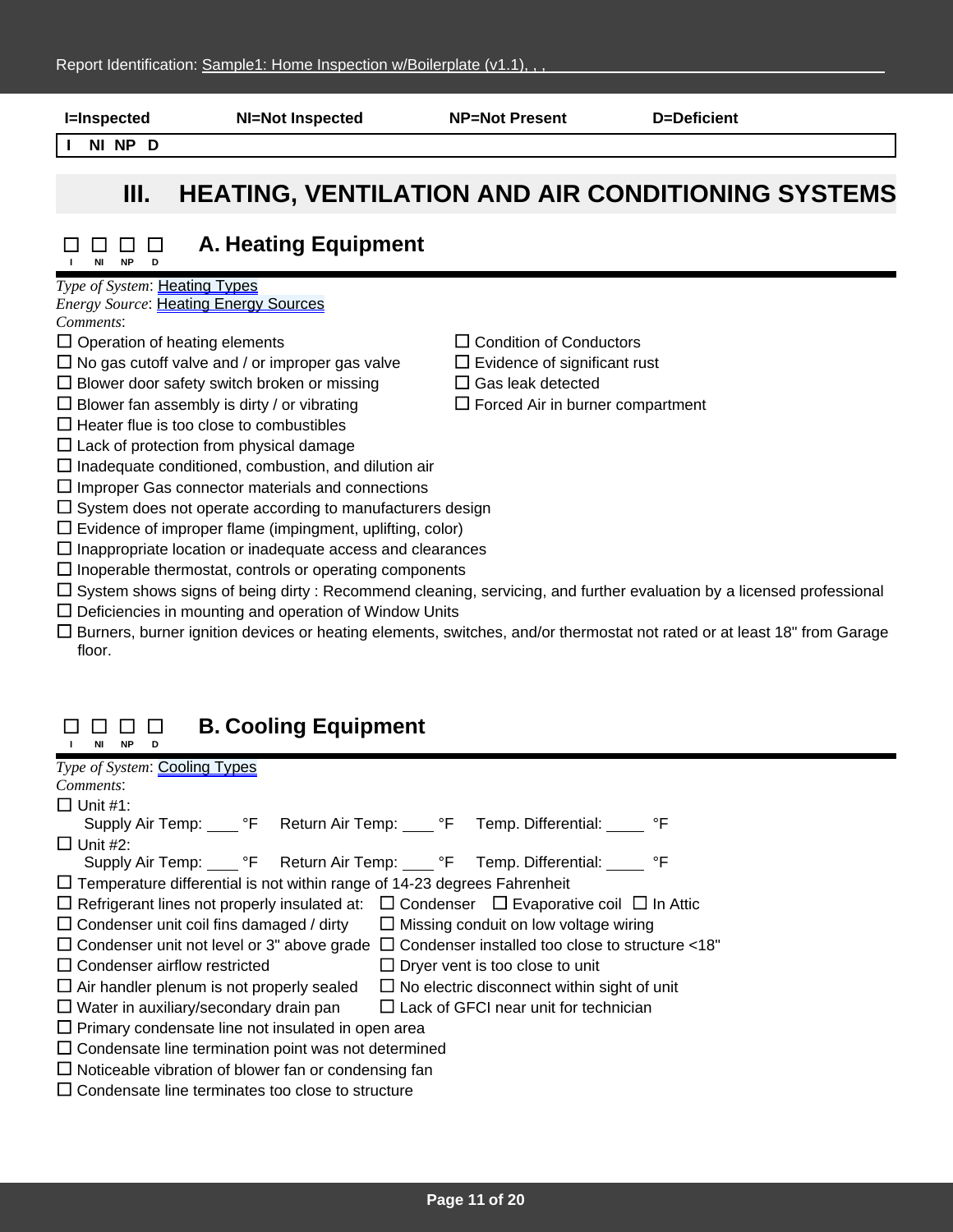**I=Inspected** **NI=Not Inspected** **NP=Not Present** **D=Deficient**

**I NI NP D**

# III. HEATING, VENTILATION AND AIR CONDITIONING SYSTEMS

## ☐ ☐ ☐ ☐ A. Heating Equipment

I NI NP D

*Type of System*: Heating Types
*Energy Source*: Heating Energy Sources
*Comments*:

- ☐ Operation of heating elements
- ☐ No gas cutoff valve and / or improper gas valve
- ☐ Blower door safety switch broken or missing
- ☐ Blower fan assembly is dirty / or vibrating
- ☐ Condition of Conductors
- ☐ Evidence of significant rust
- ☐ Gas leak detected
- ☐ Forced Air in burner compartment
- ☐ Heater flue is too close to combustibles
- ☐ Lack of protection from physical damage
- ☐ Inadequate conditioned, combustion, and dilution air
- ☐ Improper Gas connector materials and connections
- ☐ System does not operate according to manufacturers design
- ☐ Evidence of improper flame (impingment, uplifting, color)
- ☐ Inappropriate location or inadequate access and clearances
- ☐ Inoperable thermostat, controls or operating components
- ☐ System shows signs of being dirty : Recommend cleaning, servicing, and further evaluation by a licensed professional
- ☐ Deficiencies in mounting and operation of Window Units
- ☐ Burners, burner ignition devices or heating elements, switches, and/or thermostat not rated or at least 18" from Garage floor.

## ☐ ☐ ☐ ☐ B. Cooling Equipment

I NI NP D

*Type of System*: Cooling Types
*Comments*:

- ☐ Unit #1:
  Supply Air Temp: ____ °F Return Air Temp: ____ °F Temp. Differential: _____ °F
- ☐ Unit #2:
  Supply Air Temp: ____ °F Return Air Temp: ____ °F Temp. Differential: _____ °F
- ☐ Temperature differential is not within range of 14-23 degrees Fahrenheit
- ☐ Refrigerant lines not properly insulated at: ☐ Condenser ☐ Evaporative coil ☐ In Attic
- ☐ Condenser unit coil fins damaged / dirty
- ☐ Missing conduit on low voltage wiring
- ☐ Condenser unit not level or 3" above grade
- ☐ Condenser installed too close to structure <18"
- ☐ Condenser airflow restricted
- ☐ Dryer vent is too close to unit
- ☐ Air handler plenum is not properly sealed
- ☐ No electric disconnect within sight of unit
- ☐ Water in auxiliary/secondary drain pan
- ☐ Lack of GFCI near unit for technician
- ☐ Primary condensate line not insulated in open area
- ☐ Condensate line termination point was not determined
- ☐ Noticeable vibration of blower fan or condensing fan
- ☐ Condensate line terminates too close to structure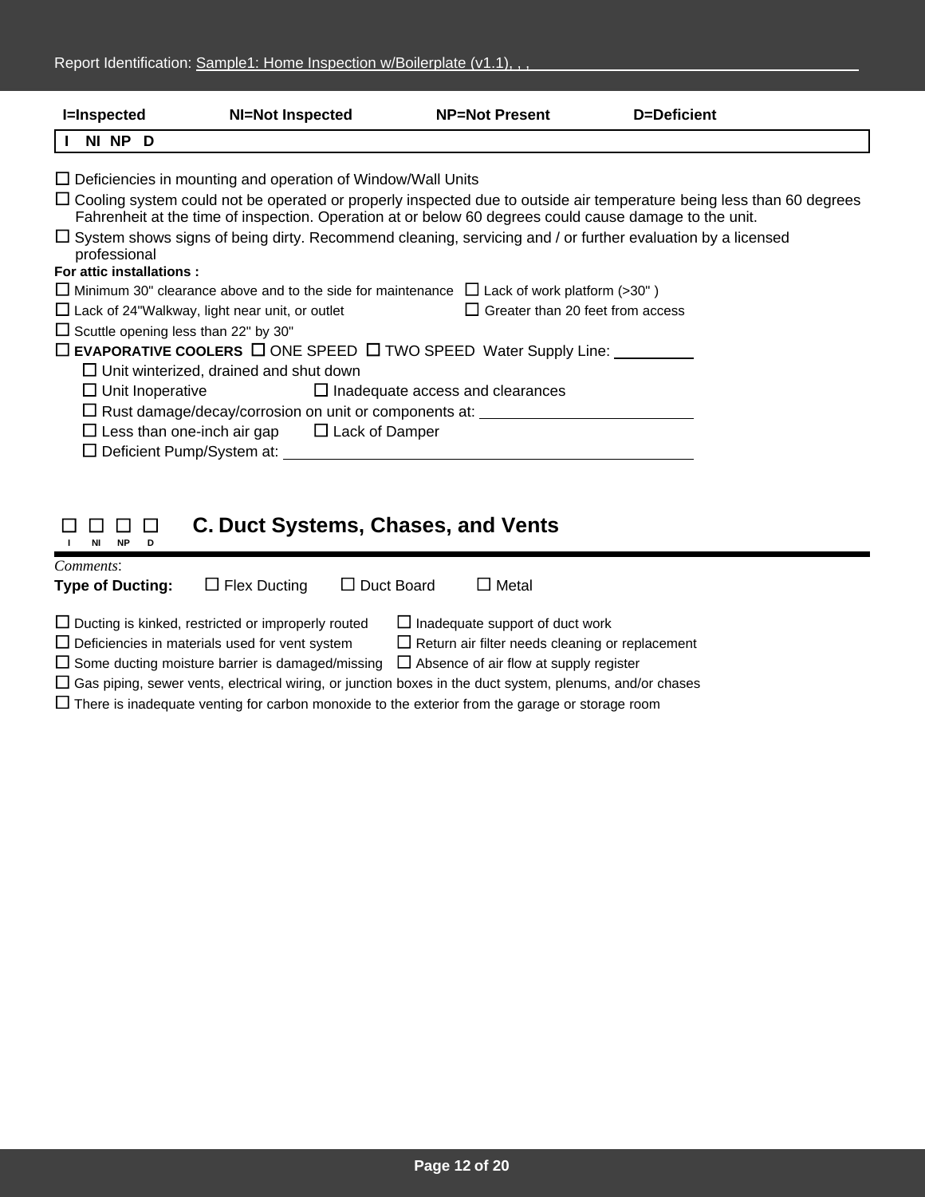**I=Inspected** **NI=Not Inspected** **NP=Not Present** **D=Deficient**

**I NI NP D**

☐ Deficiencies in mounting and operation of Window/Wall Units

☐ Cooling system could not be operated or properly inspected due to outside air temperature being less than 60 degrees Fahrenheit at the time of inspection. Operation at or below 60 degrees could cause damage to the unit.

☐ System shows signs of being dirty. Recommend cleaning, servicing and / or further evaluation by a licensed professional

**For attic installations :**

☐ Minimum 30" clearance above and to the side for maintenance ☐ Lack of work platform (>30" )

☐ Lack of 24"Walkway, light near unit, or outlet ☐ Greater than 20 feet from access

☐ Scuttle opening less than 22" by 30"

☐ **EVAPORATIVE COOLERS** ☐ ONE SPEED ☐ TWO SPEED Water Supply Line: ______

- ☐ Unit winterized, drained and shut down
- ☐ Unit Inoperative ☐ Inadequate access and clearances
- ☐ Rust damage/decay/corrosion on unit or components at: ______
- ☐ Less than one-inch air gap ☐ Lack of Damper
- ☐ Deficient Pump/System at: ______

☐ ☐ ☐ ☐
I NI NP D

## C. Duct Systems, Chases, and Vents

*Comments*:

**Type of Ducting:** ☐ Flex Ducting ☐ Duct Board ☐ Metal

☐ Ducting is kinked, restricted or improperly routed ☐ Inadequate support of duct work

☐ Deficiencies in materials used for vent system ☐ Return air filter needs cleaning or replacement

☐ Some ducting moisture barrier is damaged/missing ☐ Absence of air flow at supply register

☐ Gas piping, sewer vents, electrical wiring, or junction boxes in the duct system, plenums, and/or chases

☐ There is inadequate venting for carbon monoxide to the exterior from the garage or storage room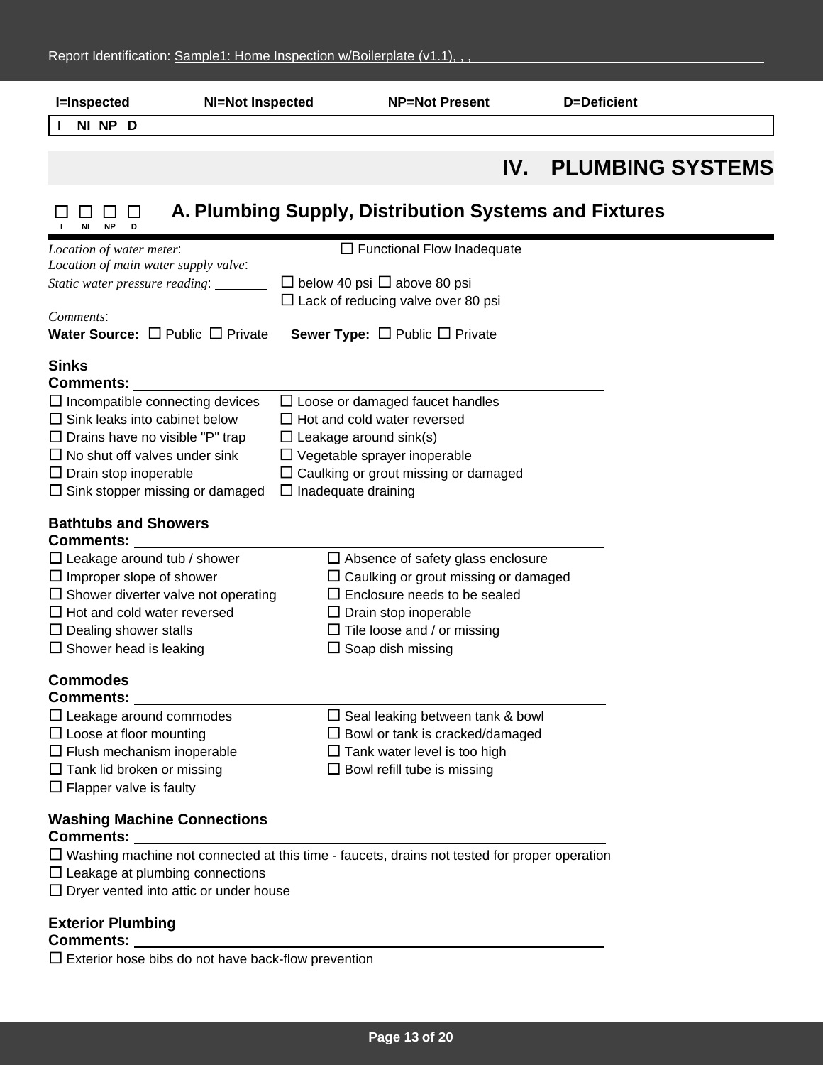I=Inspected NI=Not Inspected NP=Not Present D=Deficient

I NI NP D

# IV. PLUMBING SYSTEMS

## ☐ ☐ ☐ ☐ A. Plumbing Supply, Distribution Systems and Fixtures

I NI NP D

*Location of water meter*:

*Location of main water supply valve*:

*Static water pressure reading*: ________

☐ Functional Flow Inadequate

☐ below 40 psi ☐ above 80 psi

☐ Lack of reducing valve over 80 psi

*Comments*:

**Water Source:** ☐ Public ☐ Private **Sewer Type:** ☐ Public ☐ Private

### Sinks

**Comments:**

☐ Incompatible connecting devices
☐ Sink leaks into cabinet below
☐ Drains have no visible "P" trap
☐ No shut off valves under sink
☐ Drain stop inoperable
☐ Sink stopper missing or damaged
☐ Loose or damaged faucet handles
☐ Hot and cold water reversed
☐ Leakage around sink(s)
☐ Vegetable sprayer inoperable
☐ Caulking or grout missing or damaged
☐ Inadequate draining

### Bathtubs and Showers

**Comments:**

☐ Leakage around tub / shower
☐ Improper slope of shower
☐ Shower diverter valve not operating
☐ Hot and cold water reversed
☐ Dealing shower stalls
☐ Shower head is leaking
☐ Absence of safety glass enclosure
☐ Caulking or grout missing or damaged
☐ Enclosure needs to be sealed
☐ Drain stop inoperable
☐ Tile loose and / or missing
☐ Soap dish missing

### Commodes

**Comments:**

☐ Leakage around commodes
☐ Loose at floor mounting
☐ Flush mechanism inoperable
☐ Tank lid broken or missing
☐ Flapper valve is faulty
☐ Seal leaking between tank & bowl
☐ Bowl or tank is cracked/damaged
☐ Tank water level is too high
☐ Bowl refill tube is missing

### Washing Machine Connections

**Comments:**

☐ Washing machine not connected at this time - faucets, drains not tested for proper operation
☐ Leakage at plumbing connections
☐ Dryer vented into attic or under house

### Exterior Plumbing

**Comments:**

☐ Exterior hose bibs do not have back-flow prevention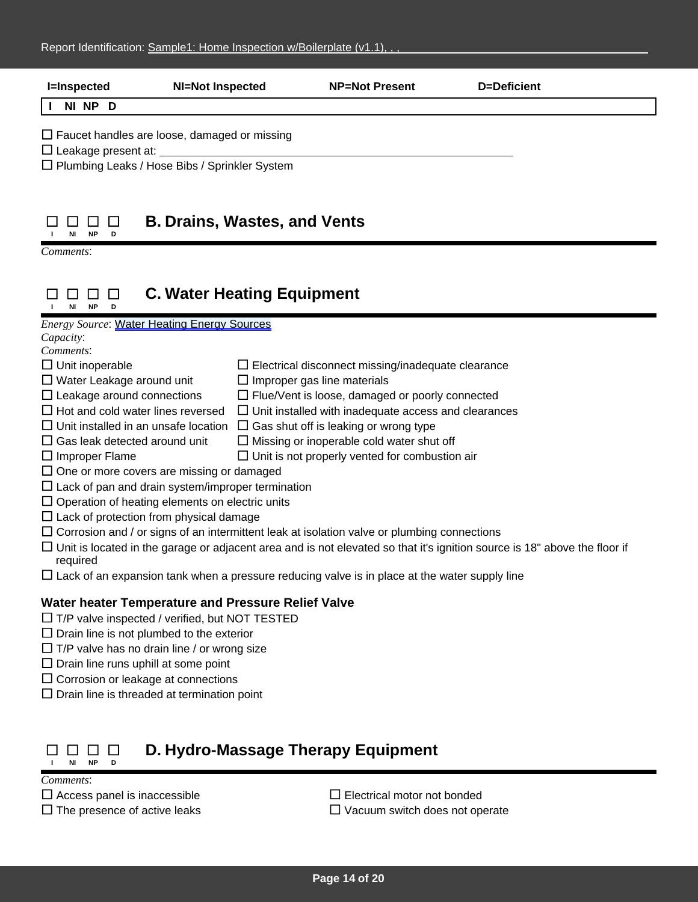I=Inspected NI=Not Inspected NP=Not Present D=Deficient

I NI NP D

☐ Faucet handles are loose, damaged or missing
☐ Leakage present at: ______________________________
☐ Plumbing Leaks / Hose Bibs / Sprinkler System

## ☐ ☐ ☐ ☐ B. Drains, Wastes, and Vents

I NI NP D

*Comments*:

## ☐ ☐ ☐ ☐ C. Water Heating Equipment

I NI NP D

*Energy Source*: Water Heating Energy Sources
*Capacity*:
*Comments*:

☐ Unit inoperable
☐ Water Leakage around unit
☐ Leakage around connections
☐ Hot and cold water lines reversed
☐ Unit installed in an unsafe location
☐ Gas leak detected around unit
☐ Improper Flame
☐ Electrical disconnect missing/inadequate clearance
☐ Improper gas line materials
☐ Flue/Vent is loose, damaged or poorly connected
☐ Unit installed with inadequate access and clearances
☐ Gas shut off is leaking or wrong type
☐ Missing or inoperable cold water shut off
☐ Unit is not properly vented for combustion air
☐ One or more covers are missing or damaged
☐ Lack of pan and drain system/improper termination
☐ Operation of heating elements on electric units
☐ Lack of protection from physical damage
☐ Corrosion and / or signs of an intermittent leak at isolation valve or plumbing connections
☐ Unit is located in the garage or adjacent area and is not elevated so that it's ignition source is 18" above the floor if required
☐ Lack of an expansion tank when a pressure reducing valve is in place at the water supply line

**Water heater Temperature and Pressure Relief Valve**

☐ T/P valve inspected / verified, but NOT TESTED
☐ Drain line is not plumbed to the exterior
☐ T/P valve has no drain line / or wrong size
☐ Drain line runs uphill at some point
☐ Corrosion or leakage at connections
☐ Drain line is threaded at termination point

## ☐ ☐ ☐ ☐ D. Hydro-Massage Therapy Equipment

I NI NP D

*Comments*:

☐ Access panel is inaccessible
☐ The presence of active leaks
☐ Electrical motor not bonded
☐ Vacuum switch does not operate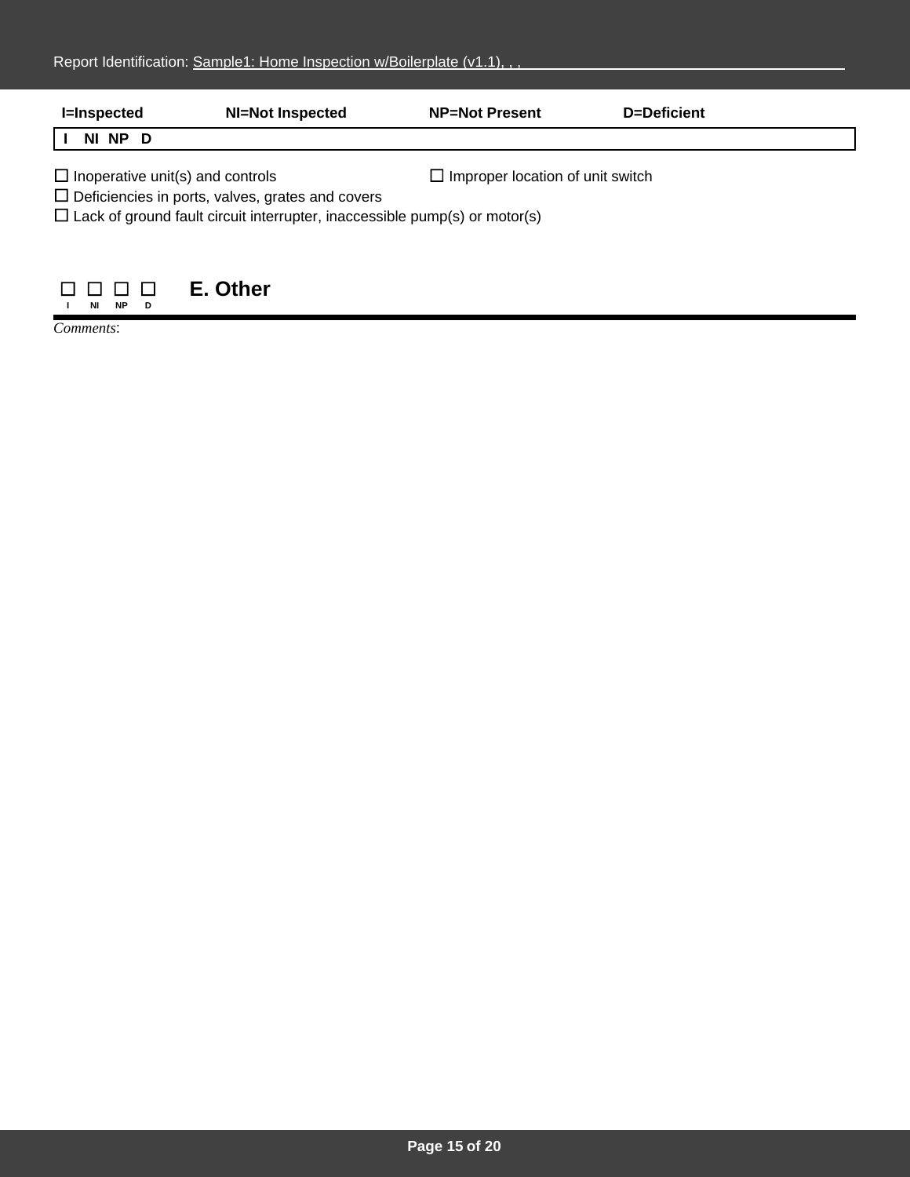I=Inspected NI=Not Inspected NP=Not Present D=Deficient

| I | NI | NP | D |
|---|---|---|---|

☐ Inoperative unit(s) and controls ☐ Improper location of unit switch
☐ Deficiencies in ports, valves, grates and covers
☐ Lack of ground fault circuit interrupter, inaccessible pump(s) or motor(s)

☐ ☐ ☐ ☐ **E. Other**
I NI NP D

*Comments*: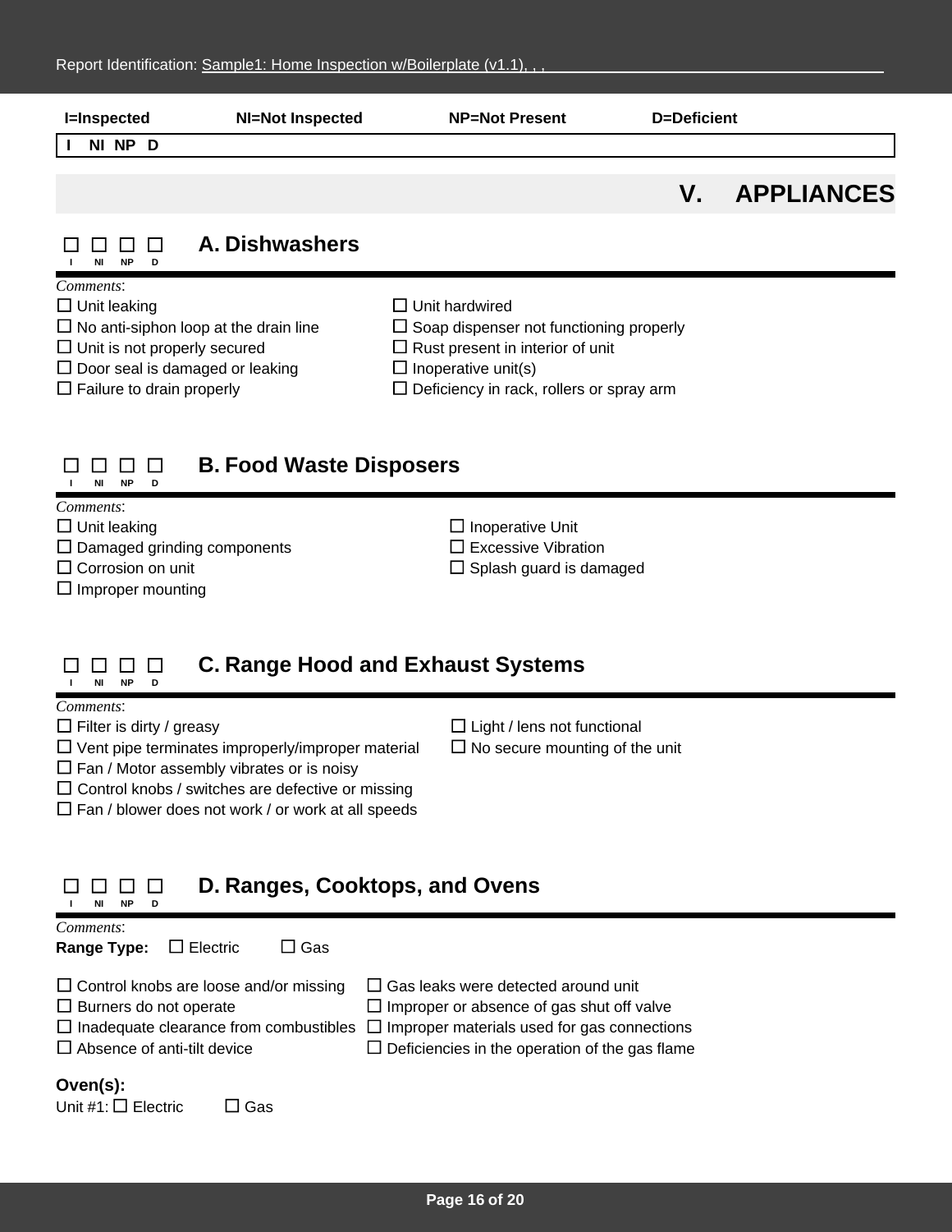I=Inspected NI=Not Inspected NP=Not Present D=Deficient

I NI NP D

# V. APPLIANCES

## ☐ ☐ ☐ ☐ A. Dishwashers

I NI NP D

*Comments*:

☐ Unit leaking
☐ No anti-siphon loop at the drain line
☐ Unit is not properly secured
☐ Door seal is damaged or leaking
☐ Failure to drain properly
☐ Unit hardwired
☐ Soap dispenser not functioning properly
☐ Rust present in interior of unit
☐ Inoperative unit(s)
☐ Deficiency in rack, rollers or spray arm

## ☐ ☐ ☐ ☐ B. Food Waste Disposers

I NI NP D

*Comments*:

☐ Unit leaking
☐ Damaged grinding components
☐ Corrosion on unit
☐ Improper mounting
☐ Inoperative Unit
☐ Excessive Vibration
☐ Splash guard is damaged

## ☐ ☐ ☐ ☐ C. Range Hood and Exhaust Systems

I NI NP D

*Comments*:

☐ Filter is dirty / greasy
☐ Vent pipe terminates improperly/improper material
☐ Fan / Motor assembly vibrates or is noisy
☐ Control knobs / switches are defective or missing
☐ Fan / blower does not work / or work at all speeds
☐ Light / lens not functional
☐ No secure mounting of the unit

## ☐ ☐ ☐ ☐ D. Ranges, Cooktops, and Ovens

I NI NP D

*Comments*:

**Range Type:** ☐ Electric ☐ Gas

☐ Control knobs are loose and/or missing
☐ Burners do not operate
☐ Inadequate clearance from combustibles
☐ Absence of anti-tilt device
☐ Gas leaks were detected around unit
☐ Improper or absence of gas shut off valve
☐ Improper materials used for gas connections
☐ Deficiencies in the operation of the gas flame

**Oven(s):**

Unit #1: ☐ Electric ☐ Gas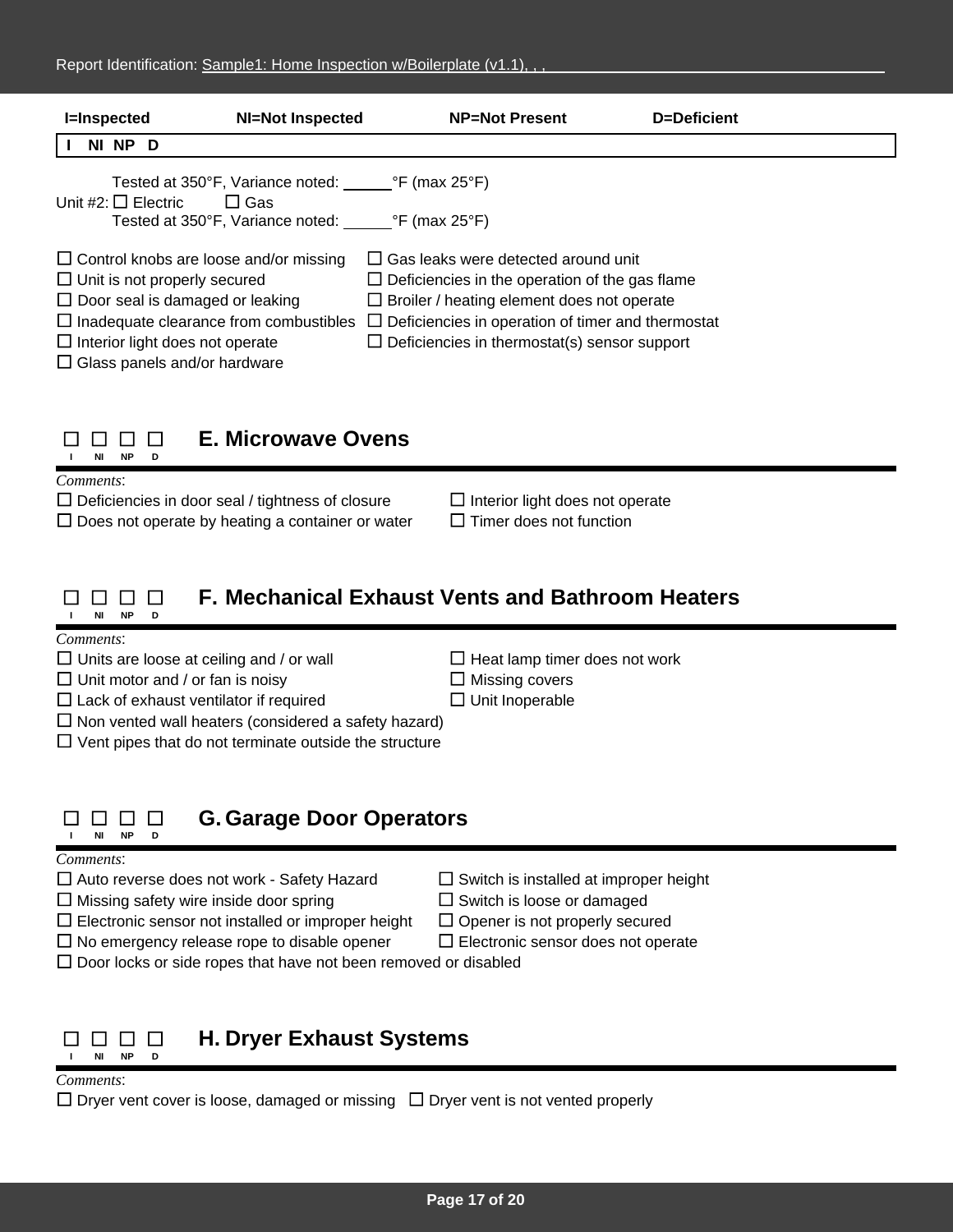I=Inspected NI=Not Inspected NP=Not Present D=Deficient

**I NI NP D**

Tested at 350°F, Variance noted: ______°F (max 25°F)

Unit #2: ☐ Electric ☐ Gas

Tested at 350°F, Variance noted: ______°F (max 25°F)

☐ Control knobs are loose and/or missing
☐ Unit is not properly secured
☐ Door seal is damaged or leaking
☐ Inadequate clearance from combustibles
☐ Interior light does not operate
☐ Glass panels and/or hardware
☐ Gas leaks were detected around unit
☐ Deficiencies in the operation of the gas flame
☐ Broiler / heating element does not operate
☐ Deficiencies in operation of timer and thermostat
☐ Deficiencies in thermostat(s) sensor support

## ☐ ☐ ☐ ☐ E. Microwave Ovens

I NI NP D

*Comments*:

☐ Deficiencies in door seal / tightness of closure
☐ Does not operate by heating a container or water
☐ Interior light does not operate
☐ Timer does not function

## ☐ ☐ ☐ ☐ F. Mechanical Exhaust Vents and Bathroom Heaters

I NI NP D

*Comments*:

☐ Units are loose at ceiling and / or wall
☐ Unit motor and / or fan is noisy
☐ Lack of exhaust ventilator if required
☐ Non vented wall heaters (considered a safety hazard)
☐ Vent pipes that do not terminate outside the structure
☐ Heat lamp timer does not work
☐ Missing covers
☐ Unit Inoperable

## ☐ ☐ ☐ ☐ G. Garage Door Operators

I NI NP D

*Comments*:

☐ Auto reverse does not work - Safety Hazard
☐ Missing safety wire inside door spring
☐ Electronic sensor not installed or improper height
☐ No emergency release rope to disable opener
☐ Door locks or side ropes that have not been removed or disabled
☐ Switch is installed at improper height
☐ Switch is loose or damaged
☐ Opener is not properly secured
☐ Electronic sensor does not operate

## ☐ ☐ ☐ ☐ H. Dryer Exhaust Systems

I NI NP D

*Comments*:

☐ Dryer vent cover is loose, damaged or missing
☐ Dryer vent is not vented properly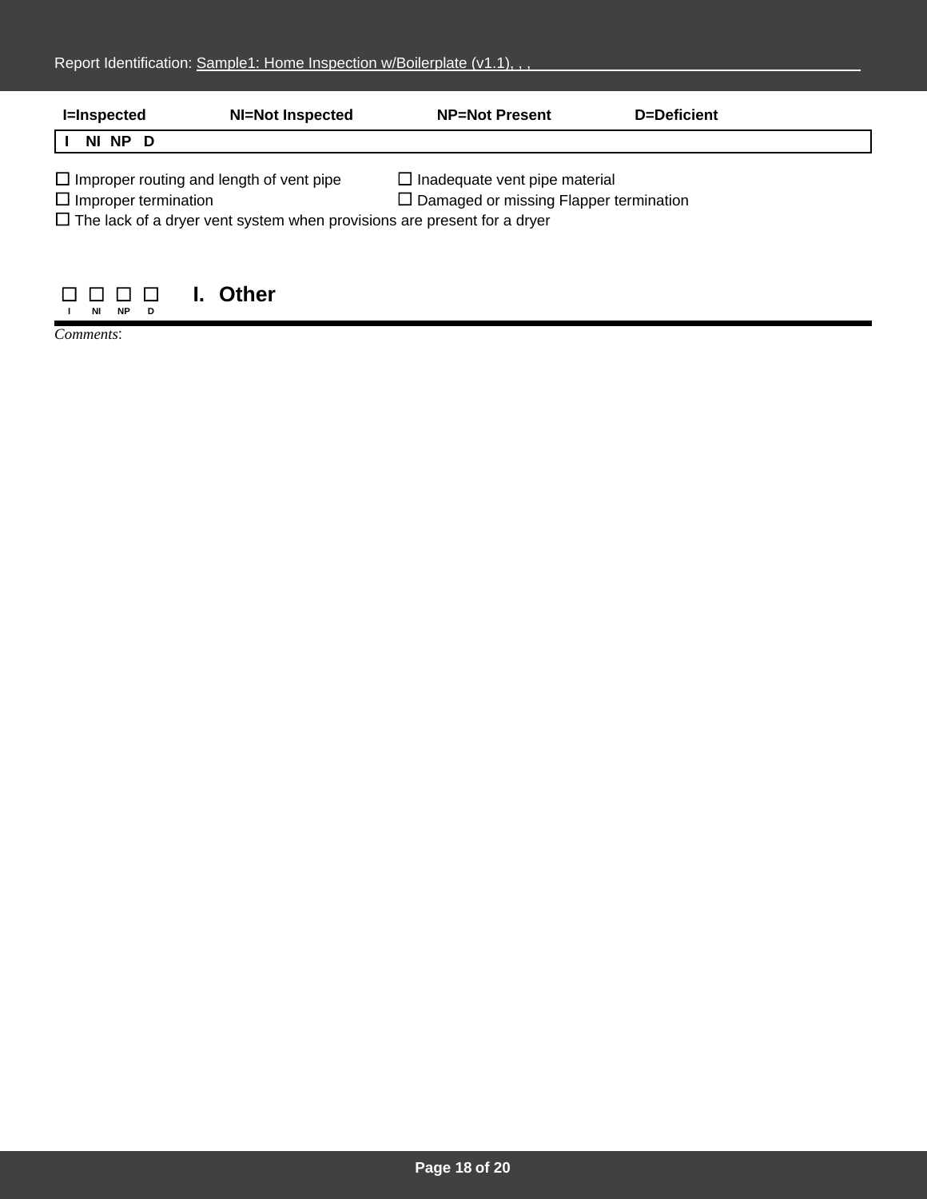I=Inspected NI=Not Inspected NP=Not Present D=Deficient

| I | NI | NP | D |
|---|---|---|---|

☐ Improper routing and length of vent pipe ☐ Inadequate vent pipe material
☐ Improper termination ☐ Damaged or missing Flapper termination
☐ The lack of a dryer vent system when provisions are present for a dryer

☐ ☐ ☐ ☐
I NI NP D

## I. Other

*Comments*: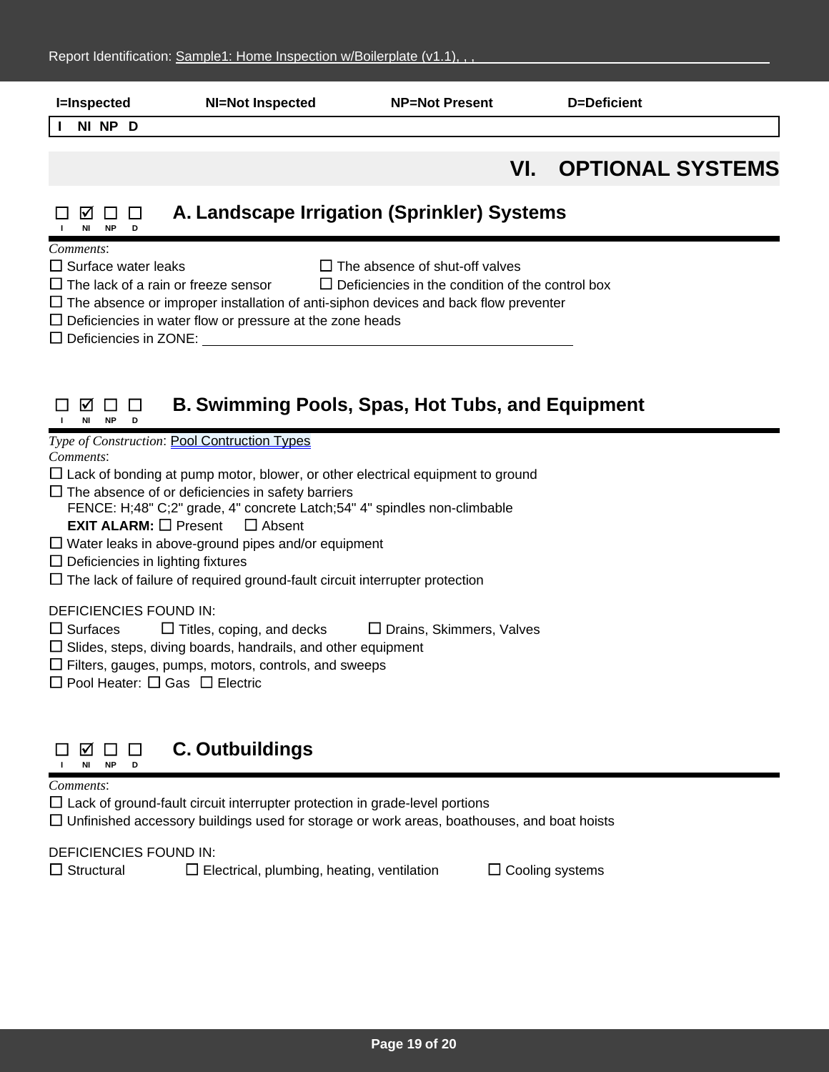I=Inspected NI=Not Inspected NP=Not Present D=Deficient

I NI NP D

# VI. OPTIONAL SYSTEMS

## ☐ ☑ ☐ ☐ A. Landscape Irrigation (Sprinkler) Systems

I NI NP D

*Comments*:

☐ Surface water leaks ☐ The absence of shut-off valves

☐ The lack of a rain or freeze sensor ☐ Deficiencies in the condition of the control box

☐ The absence or improper installation of anti-siphon devices and back flow preventer

☐ Deficiencies in water flow or pressure at the zone heads

☐ Deficiencies in ZONE: ______________________________

## ☐ ☑ ☐ ☐ B. Swimming Pools, Spas, Hot Tubs, and Equipment

I NI NP D

*Type of Construction*: Pool Contruction Types

*Comments*:

☐ Lack of bonding at pump motor, blower, or other electrical equipment to ground

☐ The absence of or deficiencies in safety barriers
FENCE: H;48" C;2" grade, 4" concrete Latch;54" 4" spindles non-climbable
**EXIT ALARM:** ☐ Present ☐ Absent

☐ Water leaks in above-ground pipes and/or equipment

☐ Deficiencies in lighting fixtures

☐ The lack of failure of required ground-fault circuit interrupter protection

DEFICIENCIES FOUND IN:

☐ Surfaces ☐ Titles, coping, and decks ☐ Drains, Skimmers, Valves

☐ Slides, steps, diving boards, handrails, and other equipment

☐ Filters, gauges, pumps, motors, controls, and sweeps

☐ Pool Heater: ☐ Gas ☐ Electric

## ☐ ☑ ☐ ☐ C. Outbuildings

I NI NP D

*Comments*:

☐ Lack of ground-fault circuit interrupter protection in grade-level portions

☐ Unfinished accessory buildings used for storage or work areas, boathouses, and boat hoists

DEFICIENCIES FOUND IN:

☐ Structural ☐ Electrical, plumbing, heating, ventilation ☐ Cooling systems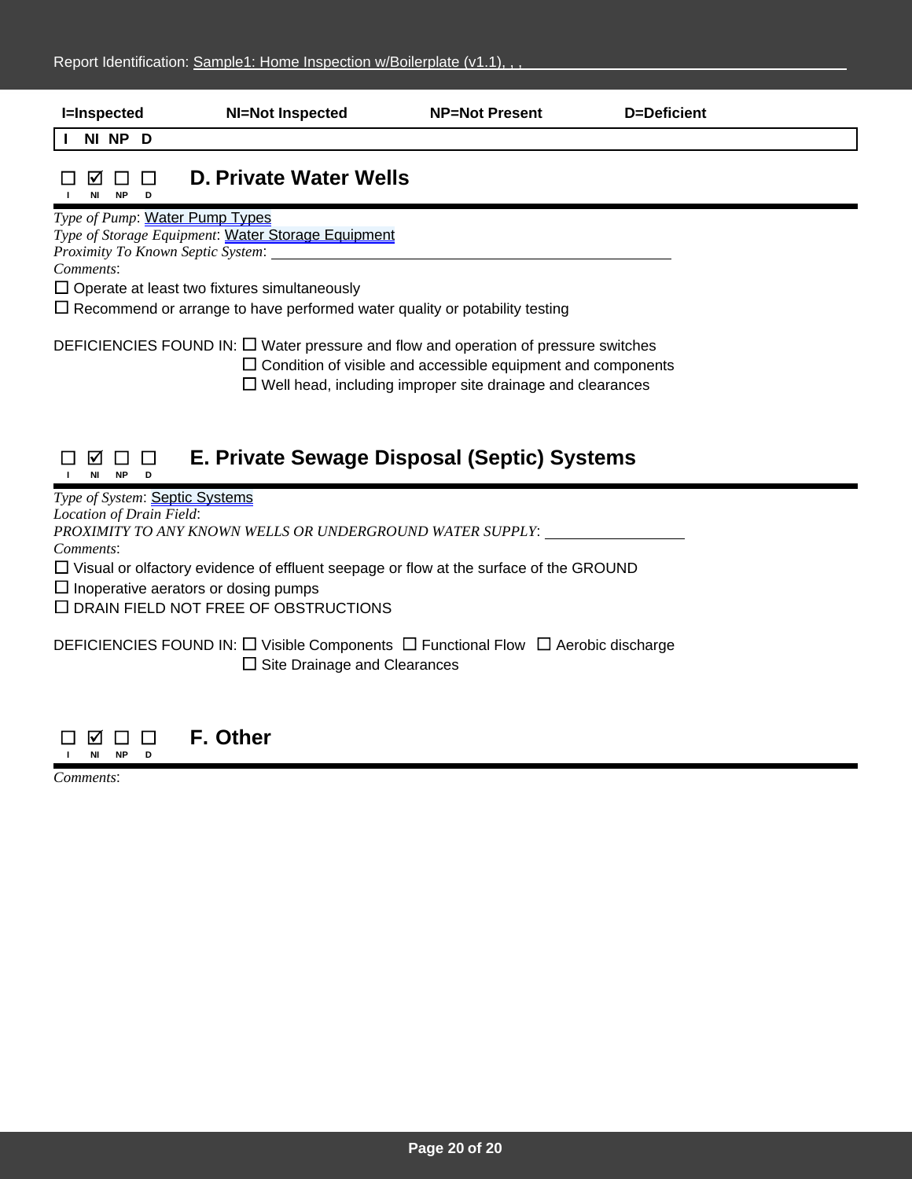I=Inspected NI=Not Inspected NP=Not Present D=Deficient

I NI NP D

☐ ☑ ☐ ☐ **D. Private Water Wells**

I NI NP D

*Type of Pump*: Water Pump Types
*Type of Storage Equipment*: Water Storage Equipment
*Proximity To Known Septic System*: ______
*Comments*:

☐ Operate at least two fixtures simultaneously
☐ Recommend or arrange to have performed water quality or potability testing

DEFICIENCIES FOUND IN: ☐ Water pressure and flow and operation of pressure switches
☐ Condition of visible and accessible equipment and components
☐ Well head, including improper site drainage and clearances

☐ ☑ ☐ ☐ **E. Private Sewage Disposal (Septic) Systems**

I NI NP D

*Type of System*: Septic Systems
*Location of Drain Field*:
*PROXIMITY TO ANY KNOWN WELLS OR UNDERGROUND WATER SUPPLY*: ______
*Comments*:

☐ Visual or olfactory evidence of effluent seepage or flow at the surface of the GROUND
☐ Inoperative aerators or dosing pumps
☐ DRAIN FIELD NOT FREE OF OBSTRUCTIONS

DEFICIENCIES FOUND IN: ☐ Visible Components ☐ Functional Flow ☐ Aerobic discharge
☐ Site Drainage and Clearances

☐ ☑ ☐ ☐ **F. Other**

I NI NP D

*Comments*: